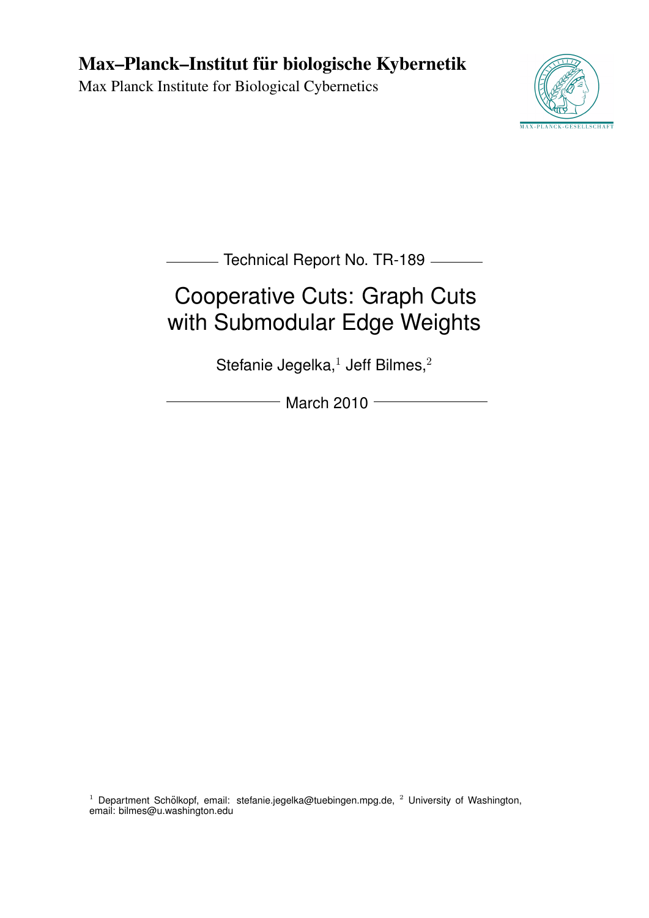# Max–Planck–Institut für biologische Kybernetik

Max Planck Institute for Biological Cybernetics

Technical Report No. TR-189

## Cooperative Cuts: Graph Cuts with Submodular Edge Weights

Stefanie Jegelka,[1] Jeff Bilmes,[2]

March 2010

[1] Department Schölkopf, email: stefanie.jegelka@tuebingen.mpg.de, [2] University of Washington, email: bilmes@u.washington.edu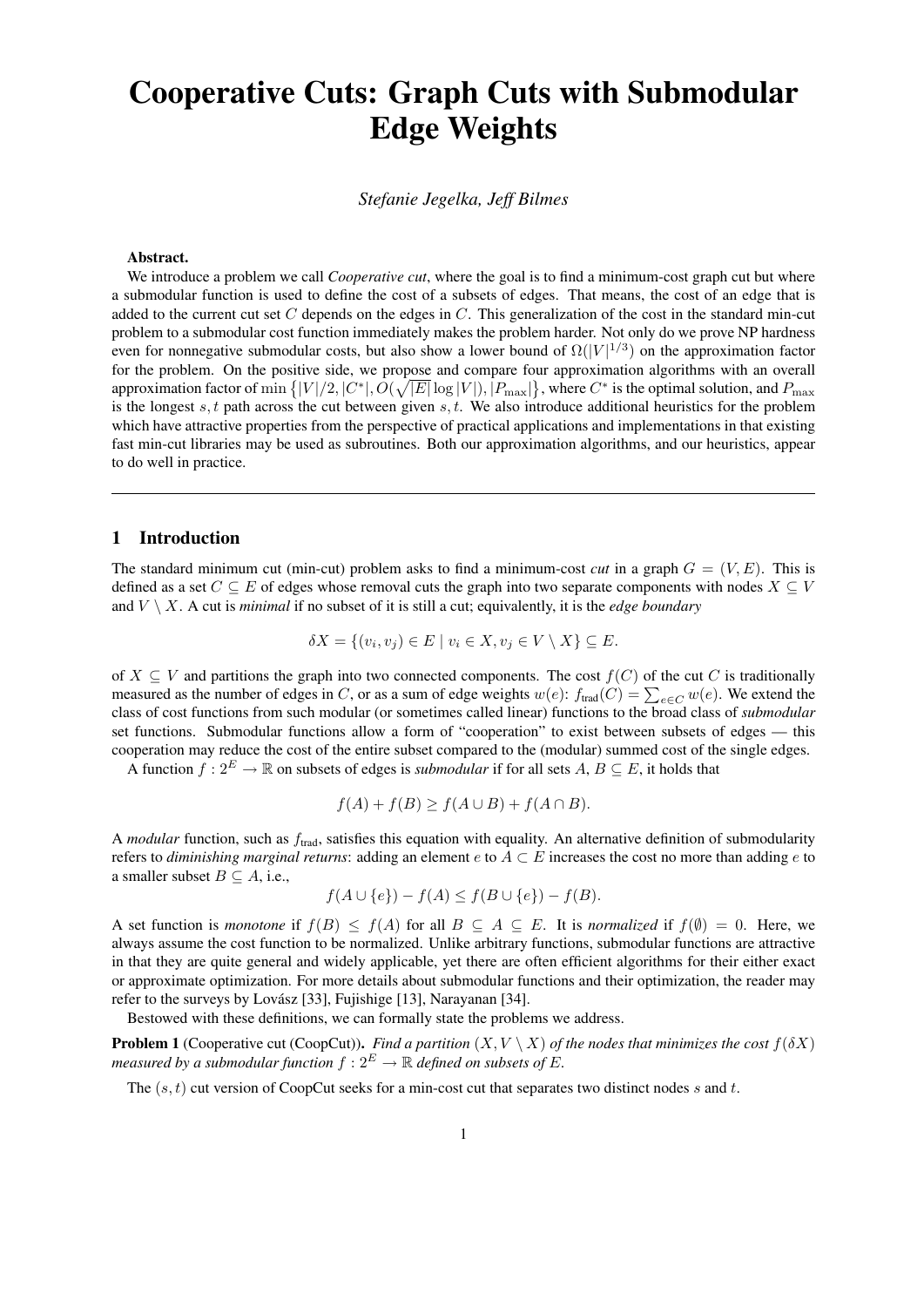# Cooperative Cuts: Graph Cuts with Submodular Edge Weights

*Stefanie Jegelka, Jeff Bilmes*

**Abstract.**

We introduce a problem we call *Cooperative cut*, where the goal is to find a minimum-cost graph cut but where a submodular function is used to define the cost of a subsets of edges. That means, the cost of an edge that is added to the current cut set $C$ depends on the edges in $C$. This generalization of the cost in the standard min-cut problem to a submodular cost function immediately makes the problem harder. Not only do we prove NP hardness even for nonnegative submodular costs, but also show a lower bound of $\Omega(|V|^{1/3})$ on the approximation factor for the problem. On the positive side, we propose and compare four approximation algorithms with an overall approximation factor of $\min\left\{|V|/2, |C^*|, O(\sqrt{|E|}\log|V|), |P_{\max}|\right\}$, where $C^*$ is the optimal solution, and $P_{\max}$ is the longest $s,t$ path across the cut between given $s,t$. We also introduce additional heuristics for the problem which have attractive properties from the perspective of practical applications and implementations in that existing fast min-cut libraries may be used as subroutines. Both our approximation algorithms, and our heuristics, appear to do well in practice.

## 1 Introduction

The standard minimum cut (min-cut) problem asks to find a minimum-cost *cut* in a graph $G = (V, E)$. This is defined as a set $C \subseteq E$ of edges whose removal cuts the graph into two separate components with nodes $X \subseteq V$ and $V \setminus X$. A cut is *minimal* if no subset of it is still a cut; equivalently, it is the *edge boundary*

$$\delta X = \{(v_i, v_j) \in E \mid v_i \in X, v_j \in V \setminus X\} \subseteq E.$$

of $X \subseteq V$ and partitions the graph into two connected components. The cost $f(C)$ of the cut $C$ is traditionally measured as the number of edges in $C$, or as a sum of edge weights $w(e)$: $f_{\text{trad}}(C) = \sum_{e \in C} w(e)$. We extend the class of cost functions from such modular (or sometimes called linear) functions to the broad class of *submodular* set functions. Submodular functions allow a form of "cooperation" to exist between subsets of edges — this cooperation may reduce the cost of the entire subset compared to the (modular) summed cost of the single edges.

A function $f : 2^E \to \mathbb{R}$ on subsets of edges is *submodular* if for all sets $A, B \subseteq E$, it holds that

$$f(A) + f(B) \geq f(A \cup B) + f(A \cap B).$$

A *modular* function, such as $f_{\text{trad}}$, satisfies this equation with equality. An alternative definition of submodularity refers to *diminishing marginal returns*: adding an element $e$ to $A \subset E$ increases the cost no more than adding $e$ to a smaller subset $B \subseteq A$, i.e.,

$$f(A \cup \{e\}) - f(A) \leq f(B \cup \{e\}) - f(B).$$

A set function is *monotone* if $f(B) \leq f(A)$ for all $B \subseteq A \subseteq E$. It is *normalized* if $f(\emptyset) = 0$. Here, we always assume the cost function to be normalized. Unlike arbitrary functions, submodular functions are attractive in that they are quite general and widely applicable, yet there are often efficient algorithms for their either exact or approximate optimization. For more details about submodular functions and their optimization, the reader may refer to the surveys by Lovász [33], Fujishige [13], Narayanan [34].

Bestowed with these definitions, we can formally state the problems we address.

**Problem 1** (Cooperative cut (CoopCut)). *Find a partition $(X, V \setminus X)$ of the nodes that minimizes the cost $f(\delta X)$ measured by a submodular function $f : 2^E \to \mathbb{R}$ defined on subsets of $E$.*

The $(s,t)$ cut version of CoopCut seeks for a min-cost cut that separates two distinct nodes $s$ and $t$.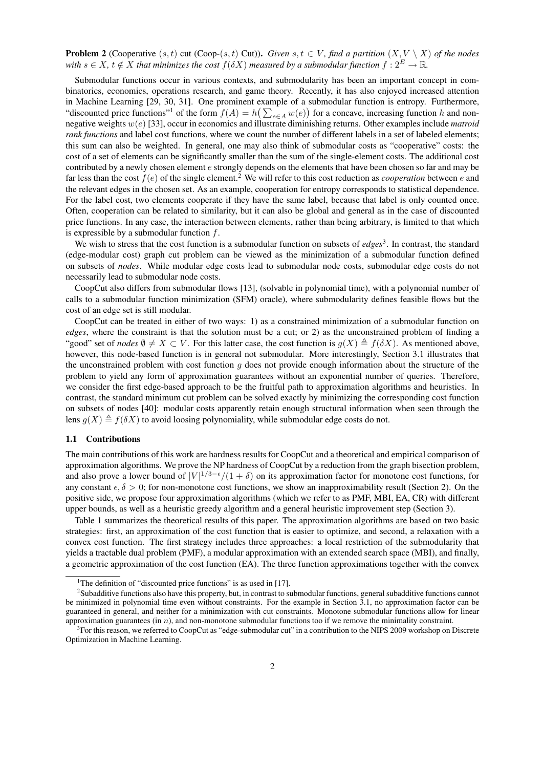**Problem 2** (Cooperative $(s,t)$ cut (Coop-$(s,t)$ Cut)). *Given $s, t \in V$, find a partition $(X, V \setminus X)$ of the nodes with $s \in X$, $t \notin X$ that minimizes the cost $f(\delta X)$ measured by a submodular function $f : 2^E \to \mathbb{R}$.*

Submodular functions occur in various contexts, and submodularity has been an important concept in combinatorics, economics, operations research, and game theory. Recently, it has also enjoyed increased attention in Machine Learning [29, 30, 31]. One prominent example of a submodular function is entropy. Furthermore, "discounted price functions"[1] of the form $f(A) = h\big(\sum_{e \in A} w(e)\big)$ for a concave, increasing function $h$ and non-negative weights $w(e)$ [33], occur in economics and illustrate diminishing returns. Other examples include *matroid rank functions* and label cost functions, where we count the number of different labels in a set of labeled elements; this sum can also be weighted. In general, one may also think of submodular costs as "cooperative" costs: the cost of a set of elements can be significantly smaller than the sum of the single-element costs. The additional cost contributed by a newly chosen element $e$ strongly depends on the elements that have been chosen so far and may be far less than the cost $f(e)$ of the single element.[2] We will refer to this cost reduction as *cooperation* between $e$ and the relevant edges in the chosen set. As an example, cooperation for entropy corresponds to statistical dependence. For the label cost, two elements cooperate if they have the same label, because that label is only counted once. Often, cooperation can be related to similarity, but it can also be global and general as in the case of discounted price functions. In any case, the interaction between elements, rather than being arbitrary, is limited to that which is expressible by a submodular function $f$.

We wish to stress that the cost function is a submodular function on subsets of *edges*[3]. In contrast, the standard (edge-modular cost) graph cut problem can be viewed as the minimization of a submodular function defined on subsets of *nodes*. While modular edge costs lead to submodular node costs, submodular edge costs do not necessarily lead to submodular node costs.

CoopCut also differs from submodular flows [13], (solvable in polynomial time), with a polynomial number of calls to a submodular function minimization (SFM) oracle), where submodularity defines feasible flows but the cost of an edge set is still modular.

CoopCut can be treated in either of two ways: 1) as a constrained minimization of a submodular function on *edges*, where the constraint is that the solution must be a cut; or 2) as the unconstrained problem of finding a "good" set of *nodes* $\emptyset \neq X \subset V$. For this latter case, the cost function is $g(X) \triangleq f(\delta X)$. As mentioned above, however, this node-based function is in general not submodular. More interestingly, Section 3.1 illustrates that the unconstrained problem with cost function $g$ does not provide enough information about the structure of the problem to yield any form of approximation guarantees without an exponential number of queries. Therefore, we consider the first edge-based approach to be the fruitful path to approximation algorithms and heuristics. In contrast, the standard minimum cut problem can be solved exactly by minimizing the corresponding cost function on subsets of nodes [40]: modular costs apparently retain enough structural information when seen through the lens $g(X) \triangleq f(\delta X)$ to avoid loosing polynomiality, while submodular edge costs do not.

### 1.1 Contributions

The main contributions of this work are hardness results for CoopCut and a theoretical and empirical comparison of approximation algorithms. We prove the NP hardness of CoopCut by a reduction from the graph bisection problem, and also prove a lower bound of $|V|^{1/3-\epsilon}/(1+\delta)$ on its approximation factor for monotone cost functions, for any constant $\epsilon, \delta > 0$; for non-monotone cost functions, we show an inapproximability result (Section 2). On the positive side, we propose four approximation algorithms (which we refer to as PMF, MBI, EA, CR) with different upper bounds, as well as a heuristic greedy algorithm and a general heuristic improvement step (Section 3).

Table 1 summarizes the theoretical results of this paper. The approximation algorithms are based on two basic strategies: first, an approximation of the cost function that is easier to optimize, and second, a relaxation with a convex cost function. The first strategy includes three approaches: a local restriction of the submodularity that yields a tractable dual problem (PMF), a modular approximation with an extended search space (MBI), and finally, a geometric approximation of the cost function (EA). The three function approximations together with the convex

[1] The definition of "discounted price functions" is as used in [17].

[2] Subadditive functions also have this property, but, in contrast to submodular functions, general subadditive functions cannot be minimized in polynomial time even without constraints. For the example in Section 3.1, no approximation factor can be guaranteed in general, and neither for a minimization with cut constraints. Monotone submodular functions allow for linear approximation guarantees (in $n$), and non-monotone submodular functions too if we remove the minimality constraint.

[3] For this reason, we referred to CoopCut as "edge-submodular cut" in a contribution to the NIPS 2009 workshop on Discrete Optimization in Machine Learning.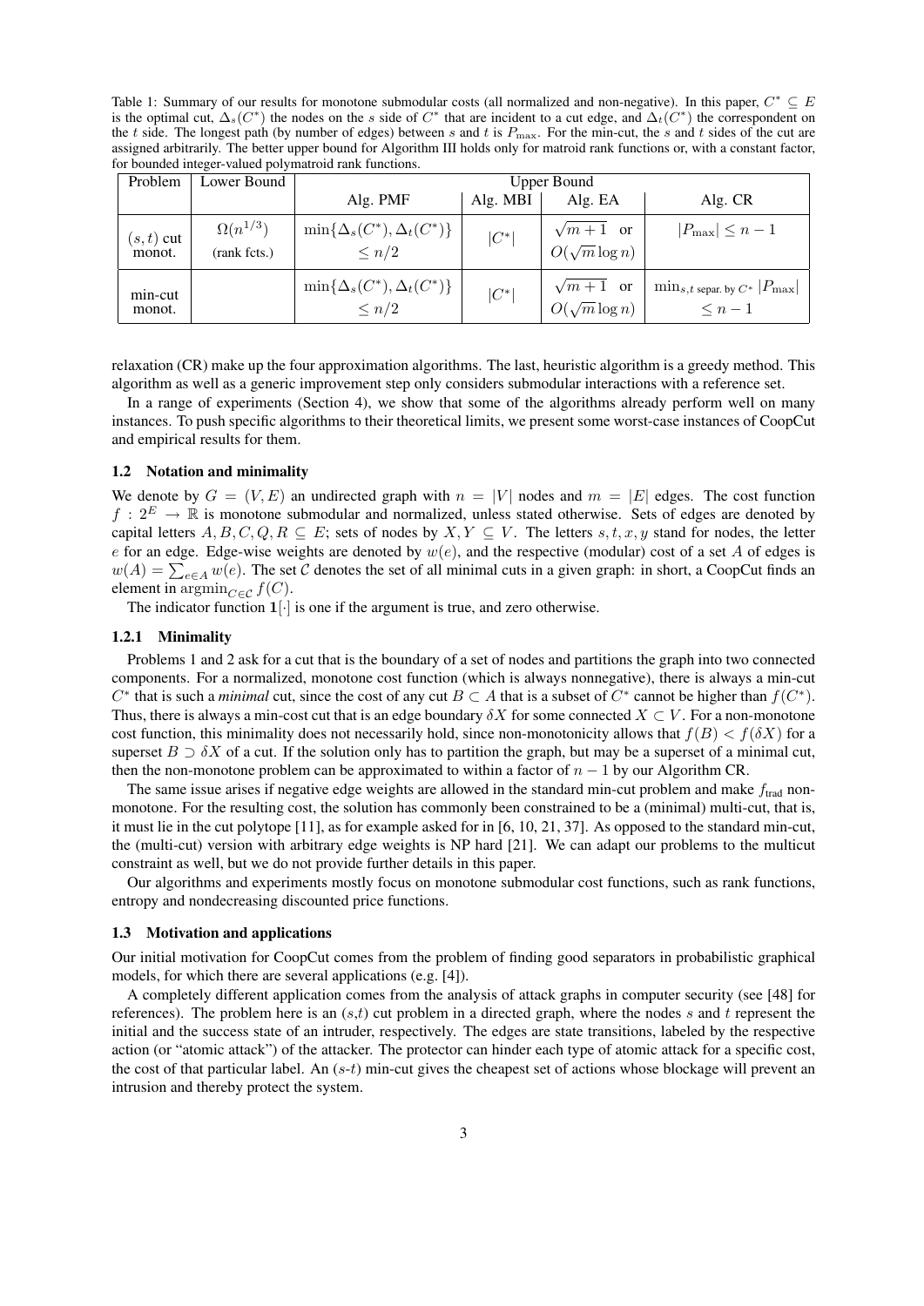Table 1: Summary of our results for monotone submodular costs (all normalized and non-negative). In this paper, $C^* \subseteq E$ is the optimal cut, $\Delta_s(C^*)$ the nodes on the $s$ side of $C^*$ that are incident to a cut edge, and $\Delta_t(C^*)$ the correspondent on the $t$ side. The longest path (by number of edges) between $s$ and $t$ is $P_{\max}$. For the min-cut, the $s$ and $t$ sides of the cut are assigned arbitrarily. The better upper bound for Algorithm III holds only for matroid rank functions or, with a constant factor, for bounded integer-valued polymatroid rank functions.

| Problem | Lower Bound | Upper Bound | | | |
|---|---|---|---|---|---|
| | | Alg. PMF | Alg. MBI | Alg. EA | Alg. CR |
| $(s,t)$ cut monot. | $\Omega(n^{1/3})$ (rank fcts.) | $\min\{\Delta_s(C^*), \Delta_t(C^*)\} \leq n/2$ | $\lvert C^*\rvert$ | $\sqrt{m+1}$ or $O(\sqrt{m}\log n)$ | $\lvert P_{\max}\rvert \leq n-1$ |
| min-cut monot. | | $\min\{\Delta_s(C^*), \Delta_t(C^*)\} \leq n/2$ | $\lvert C^*\rvert$ | $\sqrt{m+1}$ or $O(\sqrt{m}\log n)$ | $\min_{s,t \text{ separ. by } C^*} \lvert P_{\max}\rvert \leq n-1$ |

relaxation (CR) make up the four approximation algorithms. The last, heuristic algorithm is a greedy method. This algorithm as well as a generic improvement step only considers submodular interactions with a reference set.

In a range of experiments (Section 4), we show that some of the algorithms already perform well on many instances. To push specific algorithms to their theoretical limits, we present some worst-case instances of CoopCut and empirical results for them.

### 1.2 Notation and minimality

We denote by $G = (V, E)$ an undirected graph with $n = |V|$ nodes and $m = |E|$ edges. The cost function $f : 2^E \to \mathbb{R}$ is monotone submodular and normalized, unless stated otherwise. Sets of edges are denoted by capital letters $A, B, C, Q, R \subseteq E$; sets of nodes by $X, Y \subseteq V$. The letters $s, t, x, y$ stand for nodes, the letter $e$ for an edge. Edge-wise weights are denoted by $w(e)$, and the respective (modular) cost of a set $A$ of edges is $w(A) = \sum_{e \in A} w(e)$. The set $\mathcal{C}$ denotes the set of all minimal cuts in a given graph: in short, a CoopCut finds an element in $\operatorname{argmin}_{C \in \mathcal{C}} f(C)$.

The indicator function $\mathbf{1}[\cdot]$ is one if the argument is true, and zero otherwise.

#### 1.2.1 Minimality

Problems 1 and 2 ask for a cut that is the boundary of a set of nodes and partitions the graph into two connected components. For a normalized, monotone cost function (which is always nonnegative), there is always a min-cut $C^*$ that is such a *minimal* cut, since the cost of any cut $B \subset A$ that is a subset of $C^*$ cannot be higher than $f(C^*)$. Thus, there is always a min-cost cut that is an edge boundary $\delta X$ for some connected $X \subset V$. For a non-monotone cost function, this minimality does not necessarily hold, since non-monotonicity allows that $f(B) < f(\delta X)$ for a superset $B \supset \delta X$ of a cut. If the solution only has to partition the graph, but may be a superset of a minimal cut, then the non-monotone problem can be approximated to within a factor of $n - 1$ by our Algorithm CR.

The same issue arises if negative edge weights are allowed in the standard min-cut problem and make $f_{\text{trad}}$ non-monotone. For the resulting cost, the solution has commonly been constrained to be a (minimal) multi-cut, that is, it must lie in the cut polytope [11], as for example asked for in [6, 10, 21, 37]. As opposed to the standard min-cut, the (multi-cut) version with arbitrary edge weights is NP hard [21]. We can adapt our problems to the multicut constraint as well, but we do not provide further details in this paper.

Our algorithms and experiments mostly focus on monotone submodular cost functions, such as rank functions, entropy and nondecreasing discounted price functions.

### 1.3 Motivation and applications

Our initial motivation for CoopCut comes from the problem of finding good separators in probabilistic graphical models, for which there are several applications (e.g. [4]).

A completely different application comes from the analysis of attack graphs in computer security (see [48] for references). The problem here is an $(s,t)$ cut problem in a directed graph, where the nodes $s$ and $t$ represent the initial and the success state of an intruder, respectively. The edges are state transitions, labeled by the respective action (or "atomic attack") of the attacker. The protector can hinder each type of atomic attack for a specific cost, the cost of that particular label. An ($s$-$t$) min-cut gives the cheapest set of actions whose blockage will prevent an intrusion and thereby protect the system.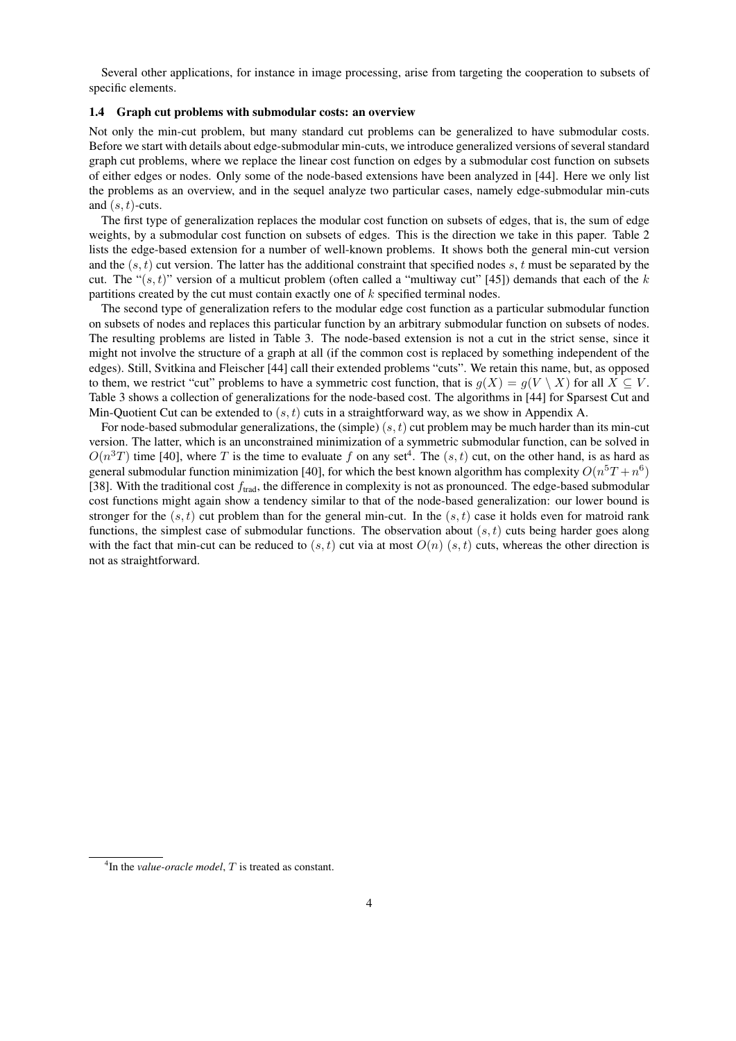Several other applications, for instance in image processing, arise from targeting the cooperation to subsets of specific elements.

### 1.4 Graph cut problems with submodular costs: an overview

Not only the min-cut problem, but many standard cut problems can be generalized to have submodular costs. Before we start with details about edge-submodular min-cuts, we introduce generalized versions of several standard graph cut problems, where we replace the linear cost function on edges by a submodular cost function on subsets of either edges or nodes. Only some of the node-based extensions have been analyzed in [44]. Here we only list the problems as an overview, and in the sequel analyze two particular cases, namely edge-submodular min-cuts and $(s,t)$-cuts.

The first type of generalization replaces the modular cost function on subsets of edges, that is, the sum of edge weights, by a submodular cost function on subsets of edges. This is the direction we take in this paper. Table 2 lists the edge-based extension for a number of well-known problems. It shows both the general min-cut version and the $(s,t)$ cut version. The latter has the additional constraint that specified nodes $s,t$ must be separated by the cut. The "$(s,t)$" version of a multicut problem (often called a "multiway cut" [45]) demands that each of the $k$ partitions created by the cut must contain exactly one of $k$ specified terminal nodes.

The second type of generalization refers to the modular edge cost function as a particular submodular function on subsets of nodes and replaces this particular function by an arbitrary submodular function on subsets of nodes. The resulting problems are listed in Table 3. The node-based extension is not a cut in the strict sense, since it might not involve the structure of a graph at all (if the common cost is replaced by something independent of the edges). Still, Svitkina and Fleischer [44] call their extended problems "cuts". We retain this name, but, as opposed to them, we restrict "cut" problems to have a symmetric cost function, that is $g(X) = g(V \setminus X)$ for all $X \subseteq V$. Table 3 shows a collection of generalizations for the node-based cost. The algorithms in [44] for Sparsest Cut and Min-Quotient Cut can be extended to $(s,t)$ cuts in a straightforward way, as we show in Appendix A.

For node-based submodular generalizations, the (simple) $(s,t)$ cut problem may be much harder than its min-cut version. The latter, which is an unconstrained minimization of a symmetric submodular function, can be solved in $O(n^3 T)$ time [40], where $T$ is the time to evaluate $f$ on any set[4]. The $(s,t)$ cut, on the other hand, is as hard as general submodular function minimization [40], for which the best known algorithm has complexity $O(n^5 T + n^6)$ [38]. With the traditional cost $f_{\text{trad}}$, the difference in complexity is not as pronounced. The edge-based submodular cost functions might again show a tendency similar to that of the node-based generalization: our lower bound is stronger for the $(s,t)$ cut problem than for the general min-cut. In the $(s,t)$ case it holds even for matroid rank functions, the simplest case of submodular functions. The observation about $(s,t)$ cuts being harder goes along with the fact that min-cut can be reduced to $(s,t)$ cut via at most $O(n)$ $(s,t)$ cuts, whereas the other direction is not as straightforward.

[4] In the *value-oracle model*, $T$ is treated as constant.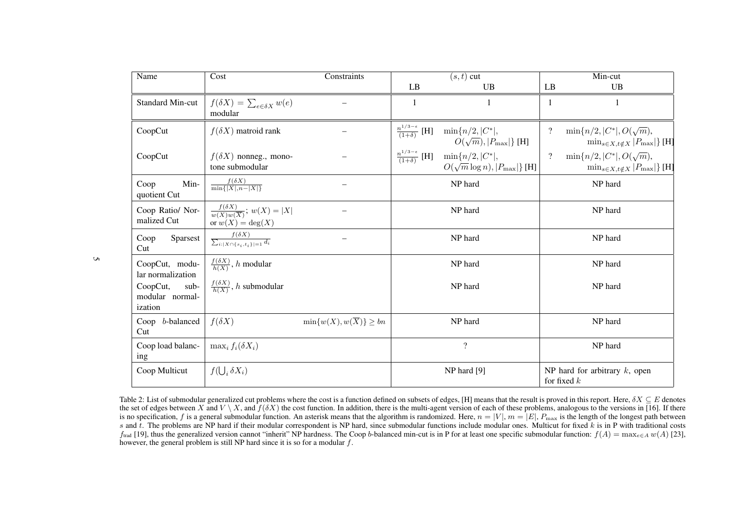| Name | Cost | Constraints | $(s,t)$ cut | | Min-cut | |
|---|---|---|---|---|---|---|
| | | | LB | UB | LB | UB |
| Standard Min-cut | $f(\delta X) = \sum_{e \in \delta X} w(e)$ modular | – | 1 | 1 | 1 | 1 |
| CoopCut | $f(\delta X)$ matroid rank | – | $\frac{n^{1/3-\epsilon}}{(1+\delta)}$ [H] | $\min\{n/2, \lvert C^*\rvert, O(\sqrt{m}), \lvert P_{\max}\rvert\}$ [H] | ? | $\min\{n/2, \lvert C^*\rvert, O(\sqrt{m}), \min_{s \in X, t \notin X} \lvert P_{\max}\rvert\}$ [H] |
| CoopCut | $f(\delta X)$ nonneg., monotone submodular | – | $\frac{n^{1/3-\epsilon}}{(1+\delta)}$ [H] | $\min\{n/2, \lvert C^*\rvert, O(\sqrt{m}\log n), \lvert P_{\max}\rvert\}$ [H] | ? | $\min\{n/2, \lvert C^*\rvert, O(\sqrt{m}), \min_{s \in X, t \notin X} \lvert P_{\max}\rvert\}$ [H] |
| Coop Min-quotient Cut | $\frac{f(\delta X)}{\min\{\lvert X\rvert, n-\lvert X\rvert\}}$ | – | NP hard | | NP hard | |
| Coop Ratio/ Normalized Cut | $\frac{f(\delta X)}{w(X)w(\overline{X})}$; $w(X) = \lvert X\rvert$ or $w(X) = \deg(X)$ | – | NP hard | | NP hard | |
| Coop Sparsest Cut | $\frac{f(\delta X)}{\sum_{i:\lvert X \cap \{s_i,t_i\}\rvert=1} d_i}$ | – | NP hard | | NP hard | |
| CoopCut, modular normalization | $\frac{f(\delta X)}{h(X)}$, $h$ modular | | NP hard | | NP hard | |
| CoopCut, submodular normalization | $\frac{f(\delta X)}{h(X)}$, $h$ submodular | | NP hard | | NP hard | |
| Coop $b$-balanced Cut | $f(\delta X)$ | $\min\{w(X), w(\overline{X})\} \geq bn$ | NP hard | | NP hard | |
| Coop load balancing | $\max_i f_i(\delta X_i)$ | | ? | | NP hard | |
| Coop Multicut | $f(\bigcup_i \delta X_i)$ | | NP hard [9] | | NP hard for arbitrary $k$, open for fixed $k$ | |

Table 2: List of submodular generalized cut problems where the cost is a function defined on subsets of edges, [H] means that the result is proved in this report. Here, $\delta X \subseteq E$ denotes the set of edges between $X$ and $V \setminus X$, and $f(\delta X)$ the cost function. In addition, there is the multi-agent version of each of these problems, analogous to the versions in [16]. If there is no specification, $f$ is a general submodular function. An asterisk means that the algorithm is randomized. Here, $n = |V|$, $m = |E|$, $P_{\max}$ is the length of the longest path between $s$ and $t$. The problems are NP hard if their modular correspondent is NP hard, since submodular functions include modular ones. Multicut for fixed $k$ is in P with traditional costs $f_{\text{trad}}$ [19], thus the generalized version cannot "inherit" NP hardness. The Coop $b$-balanced min-cut is in P for at least one specific submodular function: $f(A) = \max_{e \in A} w(A)$ [23], however, the general problem is still NP hard since it is so for a modular $f$.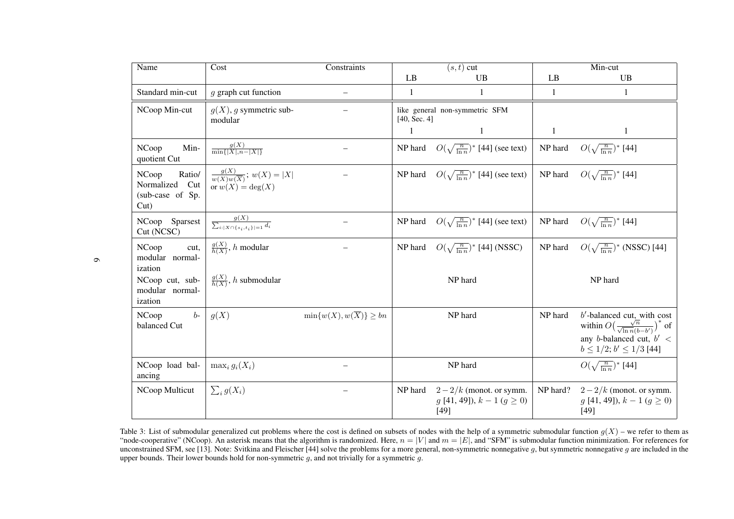| Name | Cost | Constraints | $(s,t)$ cut | | Min-cut | |
|---|---|---|---|---|---|---|
| | | | LB | UB | LB | UB |
| Standard min-cut | $g$ graph cut function | – | 1 | 1 | 1 | 1 |
| NCoop Min-cut | $g(X)$, $g$ symmetric submodular | – | like general non-symmetric SFM [40, Sec. 4] 1 | 1 | 1 | 1 |
| NCoop Min-quotient Cut | $\frac{g(X)}{\min\{\lvert X\rvert, n-\lvert X\rvert\}}$ | – | NP hard | $O(\sqrt{\frac{n}{\ln n}})^*$ [44] (see text) | NP hard | $O(\sqrt{\frac{n}{\ln n}})^*$ [44] |
| NCoop Ratio/ Normalized Cut (sub-case of Sp. Cut) | $\frac{g(X)}{w(X)w(\overline{X})}$; $w(X) = \lvert X\rvert$ or $w(X) = \deg(X)$ | – | NP hard | $O(\sqrt{\frac{n}{\ln n}})^*$ [44] (see text) | NP hard | $O(\sqrt{\frac{n}{\ln n}})^*$ [44] |
| NCoop Sparsest Cut (NCSC) | $\frac{g(X)}{\sum_{i:\lvert X\cap\{s_i,t_i\}\rvert=1} d_i}$ | – | NP hard | $O(\sqrt{\frac{n}{\ln n}})^*$ [44] (see text) | NP hard | $O(\sqrt{\frac{n}{\ln n}})^*$ [44] |
| NCoop cut, modular normalization | $\frac{g(X)}{h(X)}$, $h$ modular | – | NP hard | $O(\sqrt{\frac{n}{\ln n}})^*$ [44] (NSSC) | NP hard | $O(\sqrt{\frac{n}{\ln n}})^*$ (NSSC) [44] |
| NCoop cut, submodular normalization | $\frac{g(X)}{h(X)}$, $h$ submodular | | NP hard | | NP hard | |
| NCoop $b$-balanced Cut | $g(X)$ | $\min\{w(X), w(\overline{X})\} \geq bn$ | NP hard | | NP hard | $b'$-balanced cut, with cost within $O\big(\frac{\sqrt{n}}{\sqrt{\ln n}(b-b')}\big)^*$ of any $b$-balanced cut, $b' < b \leq 1/2$; $b' \leq 1/3$ [44] |
| NCoop load balancing | $\max_i g_i(X_i)$ | – | NP hard | | | $O(\sqrt{\frac{n}{\ln n}})^*$ [44] |
| NCoop Multicut | $\sum_i g(X_i)$ | – | NP hard | $2-2/k$ (monot. or symm. $g$ [41, 49]), $k-1$ ($g \geq 0$) [49] | NP hard? | $2-2/k$ (monot. or symm. $g$ [41, 49]), $k-1$ ($g \geq 0$) [49] |

Table 3: List of submodular generalized cut problems where the cost is defined on subsets of nodes with the help of a symmetric submodular function $g(X)$ – we refer to them as "node-cooperative" (NCoop). An asterisk means that the algorithm is randomized. Here, $n = |V|$ and $m = |E|$, and "SFM" is submodular function minimization. For references for unconstrained SFM, see [13]. Note: Svitkina and Fleischer [44] solve the problems for a more general, non-symmetric nonnegative $g$, but symmetric nonnegative $g$ are included in the upper bounds. Their lower bounds hold for non-symmetric $g$, and not trivially for a symmetric $g$.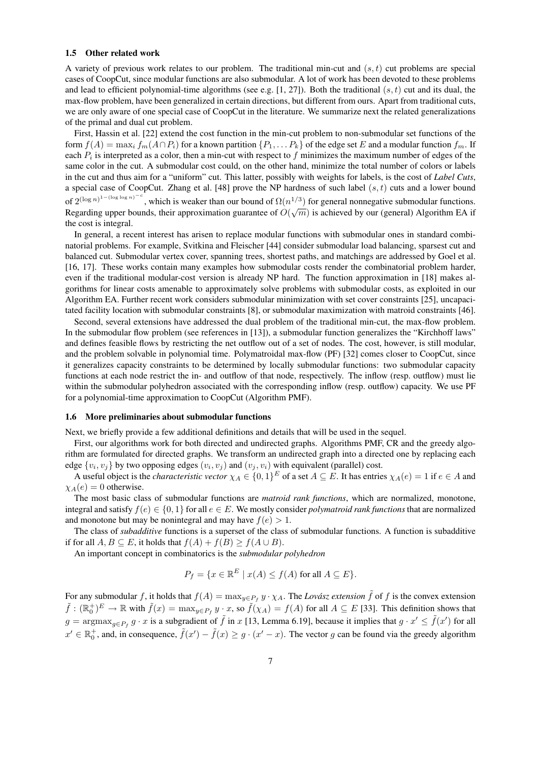### 1.5 Other related work

A variety of previous work relates to our problem. The traditional min-cut and $(s,t)$ cut problems are special cases of CoopCut, since modular functions are also submodular. A lot of work has been devoted to these problems and lead to efficient polynomial-time algorithms (see e.g. [1, 27]). Both the traditional $(s,t)$ cut and its dual, the max-flow problem, have been generalized in certain directions, but different from ours. Apart from traditional cuts, we are only aware of one special case of CoopCut in the literature. We summarize next the related generalizations of the primal and dual cut problem.

First, Hassin et al. [22] extend the cost function in the min-cut problem to non-submodular set functions of the form $f(A) = \max_i f_m(A \cap P_i)$ for a known partition $\{P_1, \dots P_k\}$ of the edge set $E$ and a modular function $f_m$. If each $P_i$ is interpreted as a color, then a min-cut with respect to $f$ minimizes the maximum number of edges of the same color in the cut. A submodular cost could, on the other hand, minimize the total number of colors or labels in the cut and thus aim for a "uniform" cut. This latter, possibly with weights for labels, is the cost of *Label Cuts*, a special case of CoopCut. Zhang et al. [48] prove the NP hardness of such label $(s,t)$ cuts and a lower bound of $2^{(\log n)^{1-(\log\log n)^{-c}}}$, which is weaker than our bound of $\Omega(n^{1/3})$ for general nonnegative submodular functions. Regarding upper bounds, their approximation guarantee of $O(\sqrt{m})$ is achieved by our (general) Algorithm EA if the cost is integral.

In general, a recent interest has arisen to replace modular functions with submodular ones in standard combinatorial problems. For example, Svitkina and Fleischer [44] consider submodular load balancing, sparsest cut and balanced cut. Submodular vertex cover, spanning trees, shortest paths, and matchings are addressed by Goel et al. [16, 17]. These works contain many examples how submodular costs render the combinatorial problem harder, even if the traditional modular-cost version is already NP hard. The function approximation in [18] makes algorithms for linear costs amenable to approximately solve problems with submodular costs, as exploited in our Algorithm EA. Further recent work considers submodular minimization with set cover constraints [25], uncapacitated facility location with submodular constraints [8], or submodular maximization with matroid constraints [46].

Second, several extensions have addressed the dual problem of the traditional min-cut, the max-flow problem. In the submodular flow problem (see references in [13]), a submodular function generalizes the "Kirchhoff laws" and defines feasible flows by restricting the net outflow out of a set of nodes. The cost, however, is still modular, and the problem solvable in polynomial time. Polymatroidal max-flow (PF) [32] comes closer to CoopCut, since it generalizes capacity constraints to be determined by locally submodular functions: two submodular capacity functions at each node restrict the in- and outflow of that node, respectively. The inflow (resp. outflow) must lie within the submodular polyhedron associated with the corresponding inflow (resp. outflow) capacity. We use PF for a polynomial-time approximation to CoopCut (Algorithm PMF).

### 1.6 More preliminaries about submodular functions

Next, we briefly provide a few additional definitions and details that will be used in the sequel.

First, our algorithms work for both directed and undirected graphs. Algorithms PMF, CR and the greedy algorithm are formulated for directed graphs. We transform an undirected graph into a directed one by replacing each edge $\{v_i, v_j\}$ by two opposing edges $(v_i, v_j)$ and $(v_j, v_i)$ with equivalent (parallel) cost.

A useful object is the *characteristic vector* $\chi_A \in \{0,1\}^E$ of a set $A \subseteq E$. It has entries $\chi_A(e) = 1$ if $e \in A$ and $\chi_A(e) = 0$ otherwise.

The most basic class of submodular functions are *matroid rank functions*, which are normalized, monotone, integral and satisfy $f(e) \in \{0,1\}$ for all $e \in E$. We mostly consider *polymatroid rank functions* that are normalized and monotone but may be nonintegral and may have $f(e) > 1$.

The class of *subadditive* functions is a superset of the class of submodular functions. A function is subadditive if for all $A, B \subseteq E$, it holds that $f(A) + f(B) \geq f(A \cup B)$.

An important concept in combinatorics is the *submodular polyhedron*

$$P_f = \{x \in \mathbb{R}^E \mid x(A) \leq f(A) \text{ for all } A \subseteq E\}.$$

For any submodular $f$, it holds that $f(A) = \max_{y \in P_f} y \cdot \chi_A$. The *Lovász extension* $\tilde{f}$ of $f$ is the convex extension $\tilde{f} : (\mathbb{R}_0^+)^E \to \mathbb{R}$ with $\tilde{f}(x) = \max_{y \in P_f} y \cdot x$, so $\tilde{f}(\chi_A) = f(A)$ for all $A \subseteq E$ [33]. This definition shows that $g = \operatorname{argmax}_{g \in P_f} g \cdot x$ is a subgradient of $\tilde{f}$ in $x$ [13, Lemma 6.19], because it implies that $g \cdot x' \leq \tilde{f}(x')$ for all $x' \in \mathbb{R}_0^+$, and, in consequence, $\tilde{f}(x') - \tilde{f}(x) \geq g \cdot (x' - x)$. The vector $g$ can be found via the greedy algorithm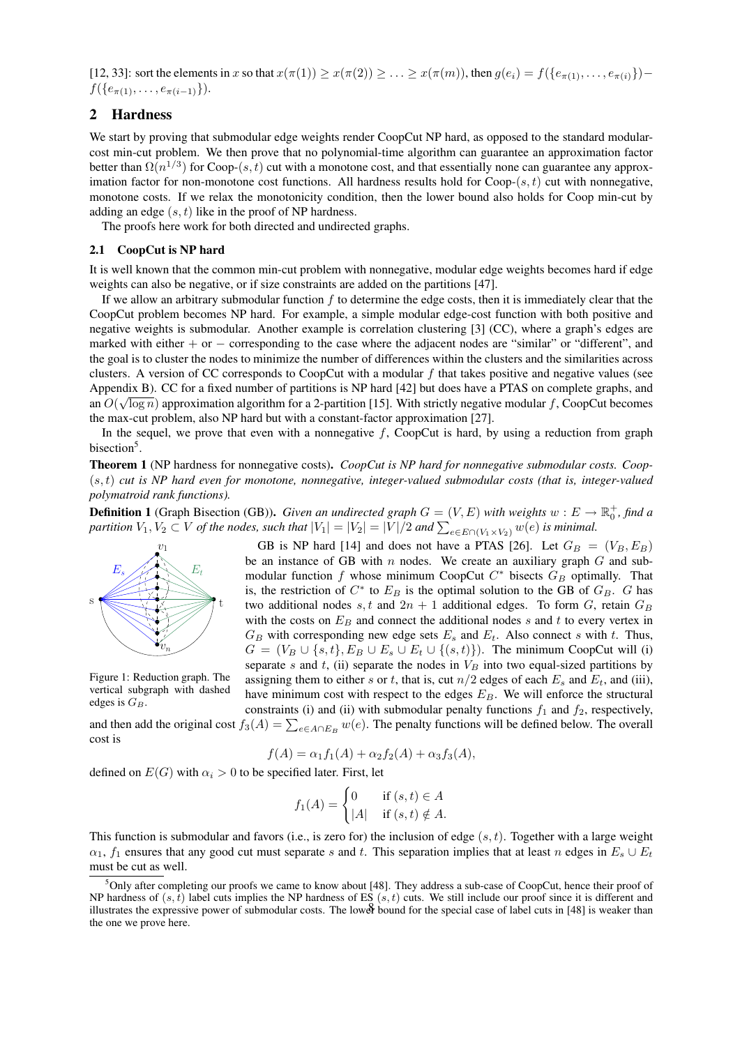[12, 33]: sort the elements in $x$ so that $x(\pi(1)) \geq x(\pi(2)) \geq \ldots \geq x(\pi(m))$, then $g(e_i) = f(\{e_{\pi(1)}, \ldots, e_{\pi(i)}\}) - f(\{e_{\pi(1)}, \ldots, e_{\pi(i-1)}\})$.

## 2 Hardness

We start by proving that submodular edge weights render CoopCut NP hard, as opposed to the standard modular-cost min-cut problem. We then prove that no polynomial-time algorithm can guarantee an approximation factor better than $\Omega(n^{1/3})$ for Coop-$(s,t)$ cut with a monotone cost, and that essentially none can guarantee any approximation factor for non-monotone cost functions. All hardness results hold for Coop-$(s,t)$ cut with nonnegative, monotone costs. If we relax the monotonicity condition, then the lower bound also holds for Coop min-cut by adding an edge $(s,t)$ like in the proof of NP hardness.

The proofs here work for both directed and undirected graphs.

### 2.1 CoopCut is NP hard

It is well known that the common min-cut problem with nonnegative, modular edge weights becomes hard if edge weights can also be negative, or if size constraints are added on the partitions [47].

If we allow an arbitrary submodular function $f$ to determine the edge costs, then it is immediately clear that the CoopCut problem becomes NP hard. For example, a simple modular edge-cost function with both positive and negative weights is submodular. Another example is correlation clustering [3] (CC), where a graph's edges are marked with either $+$ or $-$ corresponding to the case where the adjacent nodes are "similar" or "different", and the goal is to cluster the nodes to minimize the number of differences within the clusters and the similarities across clusters. A version of CC corresponds to CoopCut with a modular $f$ that takes positive and negative values (see Appendix B). CC for a fixed number of partitions is NP hard [42] but does have a PTAS on complete graphs, and an $O(\sqrt{\log n})$ approximation algorithm for a 2-partition [15]. With strictly negative modular $f$, CoopCut becomes the max-cut problem, also NP hard but with a constant-factor approximation [27].

In the sequel, we prove that even with a nonnegative $f$, CoopCut is hard, by using a reduction from graph bisection[5].

**Theorem 1** (NP hardness for nonnegative costs). *CoopCut is NP hard for nonnegative submodular costs. Coop-$(s,t)$ cut is NP hard even for monotone, nonnegative, integer-valued submodular costs (that is, integer-valued polymatroid rank functions).*

**Definition 1** (Graph Bisection (GB)). *Given an undirected graph $G = (V, E)$ with weights $w : E \to \mathbb{R}_0^+$, find a partition $V_1, V_2 \subset V$ of the nodes, such that $|V_1| = |V_2| = |V|/2$ and $\sum_{e \in E \cap (V_1 \times V_2)} w(e)$ is minimal.*

Figure 1: Reduction graph. The vertical subgraph with dashed edges is $G_B$.

GB is NP hard [14] and does not have a PTAS [26]. Let $G_B = (V_B, E_B)$ be an instance of GB with $n$ nodes. We create an auxiliary graph $G$ and submodular function $f$ whose minimum CoopCut $C^*$ bisects $G_B$ optimally. That is, the restriction of $C^*$ to $E_B$ is the optimal solution to the GB of $G_B$. $G$ has two additional nodes $s, t$ and $2n + 1$ additional edges. To form $G$, retain $G_B$ with the costs on $E_B$ and connect the additional nodes $s$ and $t$ to every vertex in $G_B$ with corresponding new edge sets $E_s$ and $E_t$. Also connect $s$ with $t$. Thus, $G = (V_B \cup \{s,t\}, E_B \cup E_s \cup E_t \cup \{(s,t)\})$. The minimum CoopCut will (i) separate $s$ and $t$, (ii) separate the nodes in $V_B$ into two equal-sized partitions by assigning them to either $s$ or $t$, that is, cut $n/2$ edges of each $E_s$ and $E_t$, and (iii), have minimum cost with respect to the edges $E_B$. We will enforce the structural constraints (i) and (ii) with submodular penalty functions $f_1$ and $f_2$, respectively, and then add the original cost $f_3(A) = \sum_{e \in A \cap E_B} w(e)$. The penalty functions will be defined below. The overall cost is

$$f(A) = \alpha_1 f_1(A) + \alpha_2 f_2(A) + \alpha_3 f_3(A),$$

defined on $E(G)$ with $\alpha_i > 0$ to be specified later. First, let

$$f_1(A) = \begin{cases} 0 & \text{if } (s,t) \in A \\ |A| & \text{if } (s,t) \notin A. \end{cases}$$

This function is submodular and favors (i.e., is zero for) the inclusion of edge $(s,t)$. Together with a large weight $\alpha_1$, $f_1$ ensures that any good cut must separate $s$ and $t$. This separation implies that at least $n$ edges in $E_s \cup E_t$ must be cut as well.

[5] Only after completing our proofs we came to know about [48]. They address a sub-case of CoopCut, hence their proof of NP hardness of $(s,t)$ label cuts implies the NP hardness of ES $(s,t)$ cuts. We still include our proof since it is different and illustrates the expressive power of submodular costs. The lower bound for the special case of label cuts in [48] is weaker than the one we prove here.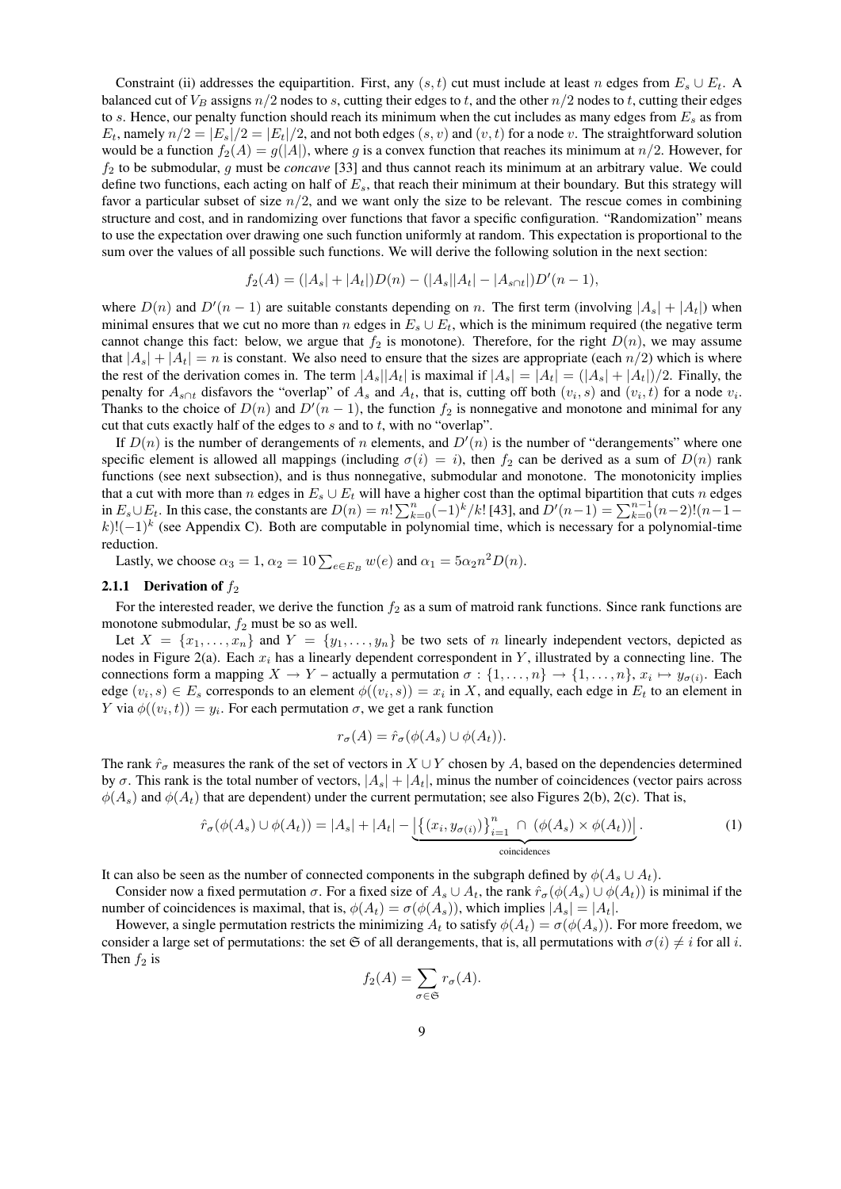Constraint (ii) addresses the equipartition. First, any $(s,t)$ cut must include at least $n$ edges from $E_s \cup E_t$. A balanced cut of $V_B$ assigns $n/2$ nodes to $s$, cutting their edges to $t$, and the other $n/2$ nodes to $t$, cutting their edges to $s$. Hence, our penalty function should reach its minimum when the cut includes as many edges from $E_s$ as from $E_t$, namely $n/2 = |E_s|/2 = |E_t|/2$, and not both edges $(s,v)$ and $(v,t)$ for a node $v$. The straightforward solution would be a function $f_2(A) = g(|A|)$, where $g$ is a convex function that reaches its minimum at $n/2$. However, for $f_2$ to be submodular, $g$ must be *concave* [33] and thus cannot reach its minimum at an arbitrary value. We could define two functions, each acting on half of $E_s$, that reach their minimum at their boundary. But this strategy will favor a particular subset of size $n/2$, and we want only the size to be relevant. The rescue comes in combining structure and cost, and in randomizing over functions that favor a specific configuration. "Randomization" means to use the expectation over drawing one such function uniformly at random. This expectation is proportional to the sum over the values of all possible such functions. We will derive the following solution in the next section:

$$f_2(A) = (|A_s| + |A_t|)D(n) - (|A_s||A_t| - |A_{s\cap t}|)D'(n-1),$$

where $D(n)$ and $D'(n-1)$ are suitable constants depending on $n$. The first term (involving $|A_s| + |A_t|$) when minimal ensures that we cut no more than $n$ edges in $E_s \cup E_t$, which is the minimum required (the negative term cannot change this fact: below, we argue that $f_2$ is monotone). Therefore, for the right $D(n)$, we may assume that $|A_s| + |A_t| = n$ is constant. We also need to ensure that the sizes are appropriate (each $n/2$) which is where the rest of the derivation comes in. The term $|A_s||A_t|$ is maximal if $|A_s| = |A_t| = (|A_s| + |A_t|)/2$. Finally, the penalty for $A_{s\cap t}$ disfavors the "overlap" of $A_s$ and $A_t$, that is, cutting off both $(v_i, s)$ and $(v_i, t)$ for a node $v_i$. Thanks to the choice of $D(n)$ and $D'(n-1)$, the function $f_2$ is nonnegative and monotone and minimal for any cut that cuts exactly half of the edges to $s$ and to $t$, with no "overlap".

If $D(n)$ is the number of derangements of $n$ elements, and $D'(n)$ is the number of "derangements" where one specific element is allowed all mappings (including $\sigma(i) = i$), then $f_2$ can be derived as a sum of $D(n)$ rank functions (see next subsection), and is thus nonnegative, submodular and monotone. The monotonicity implies that a cut with more than $n$ edges in $E_s \cup E_t$ will have a higher cost than the optimal bipartition that cuts $n$ edges in $E_s \cup E_t$. In this case, the constants are $D(n) = n! \sum_{k=0}^{n}(-1)^k/k!$ [43], and $D'(n-1) = \sum_{k=0}^{n-1}(n-2)!(n-1-k)!(-1)^k$ (see Appendix C). Both are computable in polynomial time, which is necessary for a polynomial-time reduction.

Lastly, we choose $\alpha_3 = 1$, $\alpha_2 = 10\sum_{e\in E_B} w(e)$ and $\alpha_1 = 5\alpha_2 n^2 D(n)$.

### 2.1.1 Derivation of $f_2$

For the interested reader, we derive the function $f_2$ as a sum of matroid rank functions. Since rank functions are monotone submodular, $f_2$ must be so as well.

Let $X = \{x_1, \ldots, x_n\}$ and $Y = \{y_1, \ldots, y_n\}$ be two sets of $n$ linearly independent vectors, depicted as nodes in Figure 2(a). Each $x_i$ has a linearly dependent correspondent in $Y$, illustrated by a connecting line. The connections form a mapping $X \to Y$ – actually a permutation $\sigma : \{1, \ldots, n\} \to \{1, \ldots, n\}$, $x_i \mapsto y_{\sigma(i)}$. Each edge $(v_i, s) \in E_s$ corresponds to an element $\phi((v_i, s)) = x_i$ in $X$, and equally, each edge in $E_t$ to an element in $Y$ via $\phi((v_i, t)) = y_i$. For each permutation $\sigma$, we get a rank function

$$r_\sigma(A) = \hat{r}_\sigma(\phi(A_s) \cup \phi(A_t)).$$

The rank $\hat{r}_\sigma$ measures the rank of the set of vectors in $X \cup Y$ chosen by $A$, based on the dependencies determined by $\sigma$. This rank is the total number of vectors, $|A_s| + |A_t|$, minus the number of coincidences (vector pairs across $\phi(A_s)$ and $\phi(A_t)$ that are dependent) under the current permutation; see also Figures 2(b), 2(c). That is,

$$\hat{r}_\sigma(\phi(A_s) \cup \phi(A_t)) = |A_s| + |A_t| - \underbrace{\left|\left\{(x_i, y_{\sigma(i)})\right\}_{i=1}^{n} \cap (\phi(A_s) \times \phi(A_t))\right|}_{\text{coincidences}}. \tag{1}$$

It can also be seen as the number of connected components in the subgraph defined by $\phi(A_s \cup A_t)$.

Consider now a fixed permutation $\sigma$. For a fixed size of $A_s \cup A_t$, the rank $\hat{r}_\sigma(\phi(A_s) \cup \phi(A_t))$ is minimal if the number of coincidences is maximal, that is, $\phi(A_t) = \sigma(\phi(A_s))$, which implies $|A_s| = |A_t|$.

However, a single permutation restricts the minimizing $A_t$ to satisfy $\phi(A_t) = \sigma(\phi(A_s))$. For more freedom, we consider a large set of permutations: the set $\mathfrak{S}$ of all derangements, that is, all permutations with $\sigma(i) \neq i$ for all $i$. Then $f_2$ is

$$f_2(A) = \sum_{\sigma \in \mathfrak{S}} r_\sigma(A).$$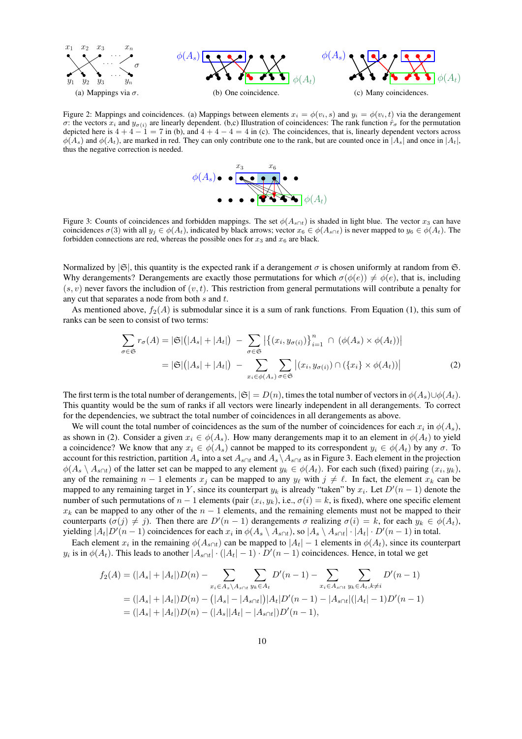(a) Mappings via $\sigma$.

(b) One coincidence.

(c) Many coincidences.

Figure 2: Mappings and coincidences. (a) Mappings between elements $x_i = \phi(v_i, s)$ and $y_i = \phi(v_i, t)$ via the derangement $\sigma$: the vectors $x_i$ and $y_{\sigma(i)}$ are linearly dependent. (b,c) Illustration of coincidences: The rank function $\hat{r}_\sigma$ for the permutation depicted here is $4 + 4 - 1 = 7$ in (b), and $4 + 4 - 4 = 4$ in (c). The coincidences, that is, linearly dependent vectors across $\phi(A_s)$ and $\phi(A_t)$, are marked in red. They can only contribute one to the rank, but are counted once in $|A_s|$ and once in $|A_t|$, thus the negative correction is needed.

Figure 3: Counts of coincidences and forbidden mappings. The set $\phi(A_{s\cap t})$ is shaded in light blue. The vector $x_3$ can have coincidences $\sigma(3)$ with all $y_j \in \phi(A_t)$, indicated by black arrows; vector $x_6 \in \phi(A_{s\cap t})$ is never mapped to $y_6 \in \phi(A_t)$. The forbidden connections are red, whereas the possible ones for $x_3$ and $x_6$ are black.

Normalized by $|\mathfrak{S}|$, this quantity is the expected rank if a derangement $\sigma$ is chosen uniformly at random from $\mathfrak{S}$. Why derangements? Derangements are exactly those permutations for which $\sigma(\phi(e)) \neq \phi(e)$, that is, including $(s, v)$ never favors the inclusion of $(v, t)$. This restriction from general permutations will contribute a penalty for any cut that separates a node from both $s$ and $t$.

As mentioned above, $f_2(A)$ is submodular since it is a sum of rank functions. From Equation (1), this sum of ranks can be seen to consist of two terms:

$$\sum_{\sigma \in \mathfrak{S}} r_\sigma(A) = |\mathfrak{S}|\big(|A_s| + |A_t|\big) \; - \; \sum_{\sigma \in \mathfrak{S}} \big|\{(x_i, y_{\sigma(i)})\}_{i=1}^n \, \cap \, (\phi(A_s) \times \phi(A_t))\big|$$

$$= |\mathfrak{S}|\big(|A_s| + |A_t|\big) \; - \sum_{x_i \in \phi(A_s)} \sum_{\sigma \in \mathfrak{S}} \big|(x_i, y_{\sigma(i)}) \cap (\{x_i\} \times \phi(A_t))\big| \tag{2}$$

The first term is the total number of derangements, $|\mathfrak{S}| = D(n)$, times the total number of vectors in $\phi(A_s) \cup \phi(A_t)$. This quantity would be the sum of ranks if all vectors were linearly independent in all derangements. To correct for the dependencies, we subtract the total number of coincidences in all derangements as above.

We will count the total number of coincidences as the sum of the number of coincidences for each $x_i$ in $\phi(A_s)$, as shown in (2). Consider a given $x_i \in \phi(A_s)$. How many derangements map it to an element in $\phi(A_t)$ to yield a coincidence? We know that any $x_i \in \phi(A_s)$ cannot be mapped to its correspondent $y_i \in \phi(A_t)$ by any $\sigma$. To account for this restriction, partition $A_s$ into a set $A_{s\cap t}$ and $A_s \setminus A_{s\cap t}$ as in Figure 3. Each element in the projection $\phi(A_s \setminus A_{s\cap t})$ of the latter set can be mapped to any element $y_k \in \phi(A_t)$. For each such (fixed) pairing $(x_i, y_k)$, any of the remaining $n-1$ elements $x_j$ can be mapped to any $y_\ell$ with $j \neq \ell$. In fact, the element $x_k$ can be mapped to any remaining target in $Y$, since its counterpart $y_k$ is already "taken" by $x_i$. Let $D'(n-1)$ denote the number of such permutations of $n-1$ elements (pair $(x_i, y_k)$, i.e., $\sigma(i) = k$, is fixed), where one specific element $x_k$ can be mapped to any other of the $n-1$ elements, and the remaining elements must not be mapped to their counterparts ($\sigma(j) \neq j$). Then there are $D'(n-1)$ derangements $\sigma$ realizing $\sigma(i) = k$, for each $y_k \in \phi(A_t)$, yielding $|A_t| D'(n-1)$ coincidences for each $x_i$ in $\phi(A_s \setminus A_{s\cap t})$, so $|A_s \setminus A_{s\cap t}| \cdot |A_t| \cdot D'(n-1)$ in total.

Each element $x_i$ in the remaining $\phi(A_{s\cap t})$ can be mapped to $|A_t| - 1$ elements in $\phi(A_t)$, since its counterpart $y_i$ is in $\phi(A_t)$. This leads to another $|A_{s\cap t}| \cdot (|A_t| - 1) \cdot D'(n-1)$ coincidences. Hence, in total we get

$$\begin{aligned}
f_2(A) &= (|A_s| + |A_t|)D(n) - \sum_{x_i \in A_s \setminus A_{s\cap t}} \sum_{y_k \in A_t} D'(n-1) - \sum_{x_i \in A_{s\cap t}} \sum_{y_k \in A_t, k \neq i} D'(n-1) \\
&= (|A_s| + |A_t|)D(n) - \big(|A_s| - |A_{s\cap t}|\big)|A_t| D'(n-1) - |A_{s\cap t}|(|A_t| - 1)D'(n-1) \\
&= (|A_s| + |A_t|)D(n) - (|A_s||A_t| - |A_{s\cap t}|)D'(n-1),
\end{aligned}$$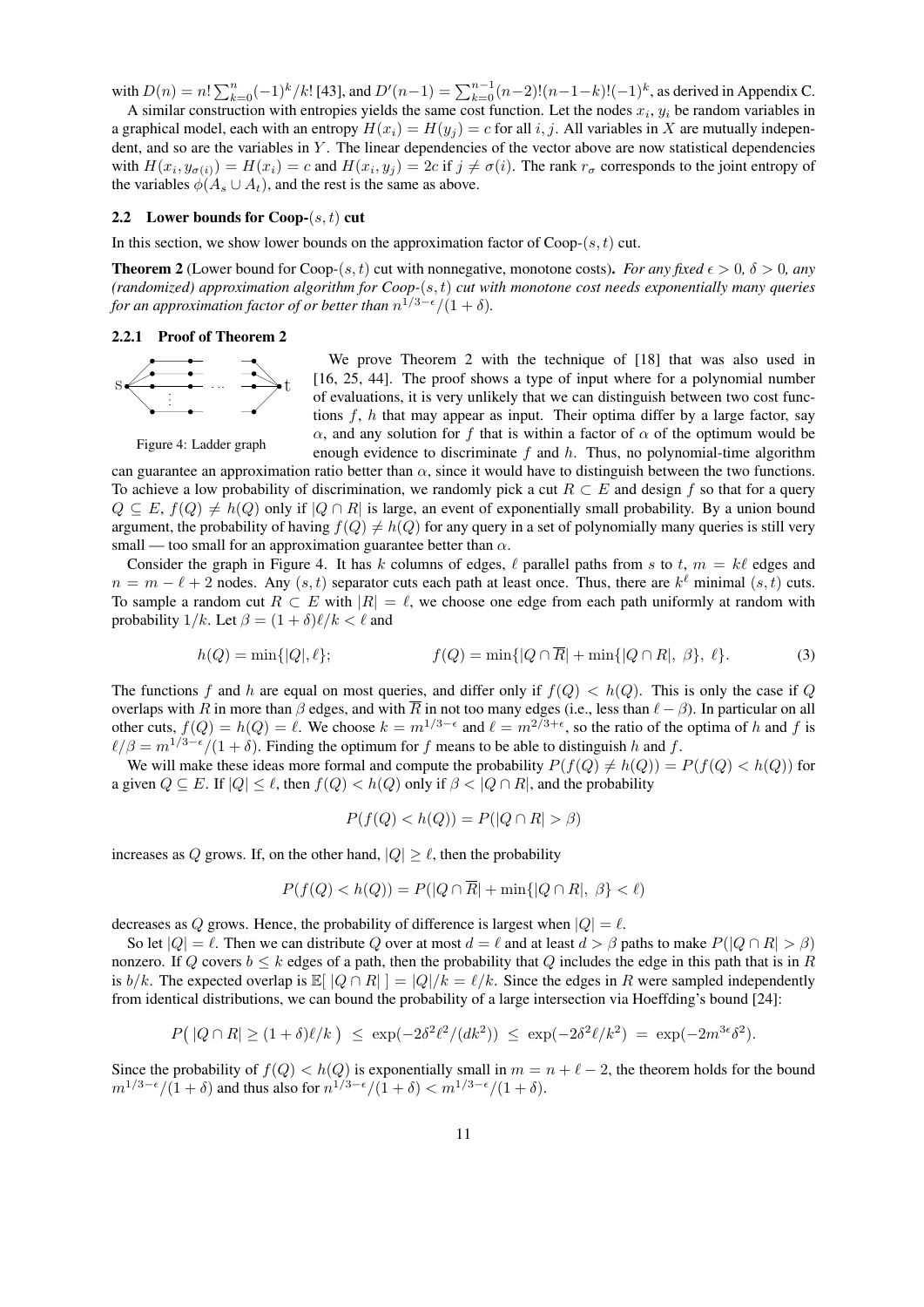with $D(n) = n! \sum_{k=0}^{n} (-1)^k/k!$ [43], and $D'(n-1) = \sum_{k=0}^{n-1} (n-2)!(n-1-k)!(-1)^k$, as derived in Appendix C.

A similar construction with entropies yields the same cost function. Let the nodes $x_i$, $y_i$ be random variables in a graphical model, each with an entropy $H(x_i) = H(y_j) = c$ for all $i, j$. All variables in $X$ are mutually independent, and so are the variables in $Y$. The linear dependencies of the vector above are now statistical dependencies with $H(x_i, y_{\sigma(i)}) = H(x_i) = c$ and $H(x_i, y_j) = 2c$ if $j \neq \sigma(i)$. The rank $r_\sigma$ corresponds to the joint entropy of the variables $\phi(A_s \cup A_t)$, and the rest is the same as above.

### 2.2 Lower bounds for Coop-$(s,t)$ cut

In this section, we show lower bounds on the approximation factor of Coop-$(s,t)$ cut.

**Theorem 2** (Lower bound for Coop-$(s,t)$ cut with nonnegative, monotone costs)**.** *For any fixed $\epsilon > 0$, $\delta > 0$, any (randomized) approximation algorithm for Coop-$(s,t)$ cut with monotone cost needs exponentially many queries for an approximation factor of or better than $n^{1/3-\epsilon}/(1+\delta)$.*

#### 2.2.1 Proof of Theorem 2

Figure 4: Ladder graph

We prove Theorem 2 with the technique of [18] that was also used in [16, 25, 44]. The proof shows a type of input where for a polynomial number of evaluations, it is very unlikely that we can distinguish between two cost functions $f$, $h$ that may appear as input. Their optima differ by a large factor, say $\alpha$, and any solution for $f$ that is within a factor of $\alpha$ of the optimum would be enough evidence to discriminate $f$ and $h$. Thus, no polynomial-time algorithm can guarantee an approximation ratio better than $\alpha$, since it would have to distinguish between the two functions. To achieve a low probability of discrimination, we randomly pick a cut $R \subset E$ and design $f$ so that for a query $Q \subseteq E$, $f(Q) \neq h(Q)$ only if $|Q \cap R|$ is large, an event of exponentially small probability. By a union bound argument, the probability of having $f(Q) \neq h(Q)$ for any query in a set of polynomially many queries is still very small — too small for an approximation guarantee better than $\alpha$.

Consider the graph in Figure 4. It has $k$ columns of edges, $\ell$ parallel paths from $s$ to $t$, $m = k\ell$ edges and $n = m - \ell + 2$ nodes. Any $(s,t)$ separator cuts each path at least once. Thus, there are $k^\ell$ minimal $(s,t)$ cuts. To sample a random cut $R \subset E$ with $|R| = \ell$, we choose one edge from each path uniformly at random with probability $1/k$. Let $\beta = (1+\delta)\ell/k < \ell$ and

$$h(Q) = \min\{|Q|, \ell\}; \qquad\qquad f(Q) = \min\{|Q \cap \overline{R}| + \min\{|Q \cap R|,\ \beta\},\ \ell\}. \tag{3}$$

The functions $f$ and $h$ are equal on most queries, and differ only if $f(Q) < h(Q)$. This is only the case if $Q$ overlaps with $R$ in more than $\beta$ edges, and with $\overline{R}$ in not too many edges (i.e., less than $\ell - \beta$). In particular on all other cuts, $f(Q) = h(Q) = \ell$. We choose $k = m^{1/3-\epsilon}$ and $\ell = m^{2/3+\epsilon}$, so the ratio of the optima of $h$ and $f$ is $\ell/\beta = m^{1/3-\epsilon}/(1+\delta)$. Finding the optimum for $f$ means to be able to distinguish $h$ and $f$.

We will make these ideas more formal and compute the probability $P(f(Q) \neq h(Q)) = P(f(Q) < h(Q))$ for a given $Q \subseteq E$. If $|Q| \leq \ell$, then $f(Q) < h(Q)$ only if $\beta < |Q \cap R|$, and the probability

$$P(f(Q) < h(Q)) = P(|Q \cap R| > \beta)$$

increases as $Q$ grows. If, on the other hand, $|Q| \geq \ell$, then the probability

$$P(f(Q) < h(Q)) = P(|Q \cap \overline{R}| + \min\{|Q \cap R|,\ \beta\} < \ell)$$

decreases as $Q$ grows. Hence, the probability of difference is largest when $|Q| = \ell$.

So let $|Q| = \ell$. Then we can distribute $Q$ over at most $d = \ell$ and at least $d > \beta$ paths to make $P(|Q \cap R| > \beta)$ nonzero. If $Q$ covers $b \leq k$ edges of a path, then the probability that $Q$ includes the edge in this path that is in $R$ is $b/k$. The expected overlap is $\mathbb{E}[\ |Q \cap R|\ ] = |Q|/k = \ell/k$. Since the edges in $R$ were sampled independently from identical distributions, we can bound the probability of a large intersection via Hoeffding's bound [24]:

$$P\big(\ |Q \cap R| \geq (1+\delta)\ell/k\ \big) \ \leq\ \exp(-2\delta^2\ell^2/(dk^2)) \ \leq\ \exp(-2\delta^2\ell/k^2) \ =\ \exp(-2m^{3\epsilon}\delta^2).$$

Since the probability of $f(Q) < h(Q)$ is exponentially small in $m = n + \ell - 2$, the theorem holds for the bound $m^{1/3-\epsilon}/(1+\delta)$ and thus also for $n^{1/3-\epsilon}/(1+\delta) < m^{1/3-\epsilon}/(1+\delta)$.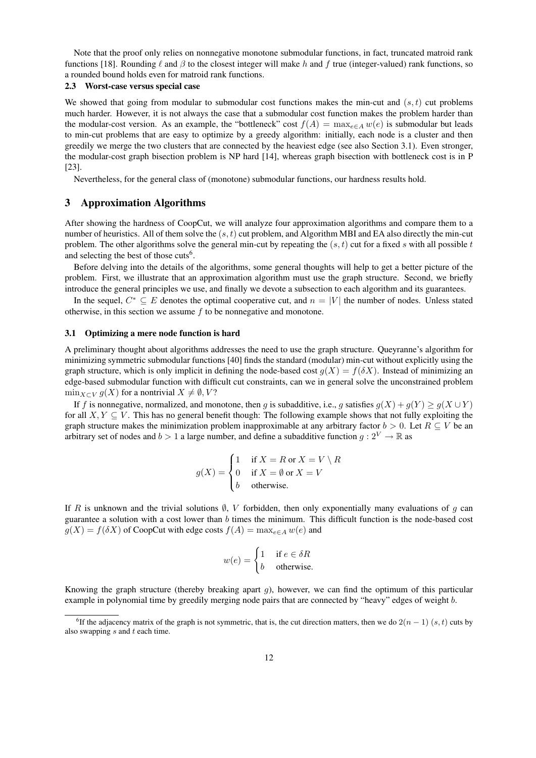Note that the proof only relies on nonnegative monotone submodular functions, in fact, truncated matroid rank functions [18]. Rounding $\ell$ and $\beta$ to the closest integer will make $h$ and $f$ true (integer-valued) rank functions, so a rounded bound holds even for matroid rank functions.

### 2.3 Worst-case versus special case

We showed that going from modular to submodular cost functions makes the min-cut and $(s,t)$ cut problems much harder. However, it is not always the case that a submodular cost function makes the problem harder than the modular-cost version. As an example, the "bottleneck" cost $f(A) = \max_{e \in A} w(e)$ is submodular but leads to min-cut problems that are easy to optimize by a greedy algorithm: initially, each node is a cluster and then greedily we merge the two clusters that are connected by the heaviest edge (see also Section 3.1). Even stronger, the modular-cost graph bisection problem is NP hard [14], whereas graph bisection with bottleneck cost is in P [23].

Nevertheless, for the general class of (monotone) submodular functions, our hardness results hold.

## 3 Approximation Algorithms

After showing the hardness of CoopCut, we will analyze four approximation algorithms and compare them to a number of heuristics. All of them solve the $(s,t)$ cut problem, and Algorithm MBI and EA also directly the min-cut problem. The other algorithms solve the general min-cut by repeating the $(s,t)$ cut for a fixed $s$ with all possible $t$ and selecting the best of those cuts[6].

Before delving into the details of the algorithms, some general thoughts will help to get a better picture of the problem. First, we illustrate that an approximation algorithm must use the graph structure. Second, we briefly introduce the general principles we use, and finally we devote a subsection to each algorithm and its guarantees.

In the sequel, $C^* \subseteq E$ denotes the optimal cooperative cut, and $n = |V|$ the number of nodes. Unless stated otherwise, in this section we assume $f$ to be nonnegative and monotone.

### 3.1 Optimizing a mere node function is hard

A preliminary thought about algorithms addresses the need to use the graph structure. Queyranne's algorithm for minimizing symmetric submodular functions [40] finds the standard (modular) min-cut without explicitly using the graph structure, which is only implicit in defining the node-based cost $g(X) = f(\delta X)$. Instead of minimizing an edge-based submodular function with difficult cut constraints, can we in general solve the unconstrained problem $\min_{X \subset V} g(X)$ for a nontrivial $X \neq \emptyset, V$?

If $f$ is nonnegative, normalized, and monotone, then $g$ is subadditive, i.e., $g$ satisfies $g(X) + g(Y) \geq g(X \cup Y)$ for all $X, Y \subseteq V$. This has no general benefit though: The following example shows that not fully exploiting the graph structure makes the minimization problem inapproximable at any arbitrary factor $b > 0$. Let $R \subseteq V$ be an arbitrary set of nodes and $b > 1$ a large number, and define a subadditive function $g : 2^V \to \mathbb{R}$ as

$$g(X) = \begin{cases} 1 & \text{if } X = R \text{ or } X = V \setminus R \\ 0 & \text{if } X = \emptyset \text{ or } X = V \\ b & \text{otherwise.} \end{cases}$$

If $R$ is unknown and the trivial solutions $\emptyset$, $V$ forbidden, then only exponentially many evaluations of $g$ can guarantee a solution with a cost lower than $b$ times the minimum. This difficult function is the node-based cost $g(X) = f(\delta X)$ of CoopCut with edge costs $f(A) = \max_{e \in A} w(e)$ and

$$w(e) = \begin{cases} 1 & \text{if } e \in \delta R \\ b & \text{otherwise.} \end{cases}$$

Knowing the graph structure (thereby breaking apart $g$), however, we can find the optimum of this particular example in polynomial time by greedily merging node pairs that are connected by "heavy" edges of weight $b$.

[6] If the adjacency matrix of the graph is not symmetric, that is, the cut direction matters, then we do $2(n-1)$ $(s,t)$ cuts by also swapping $s$ and $t$ each time.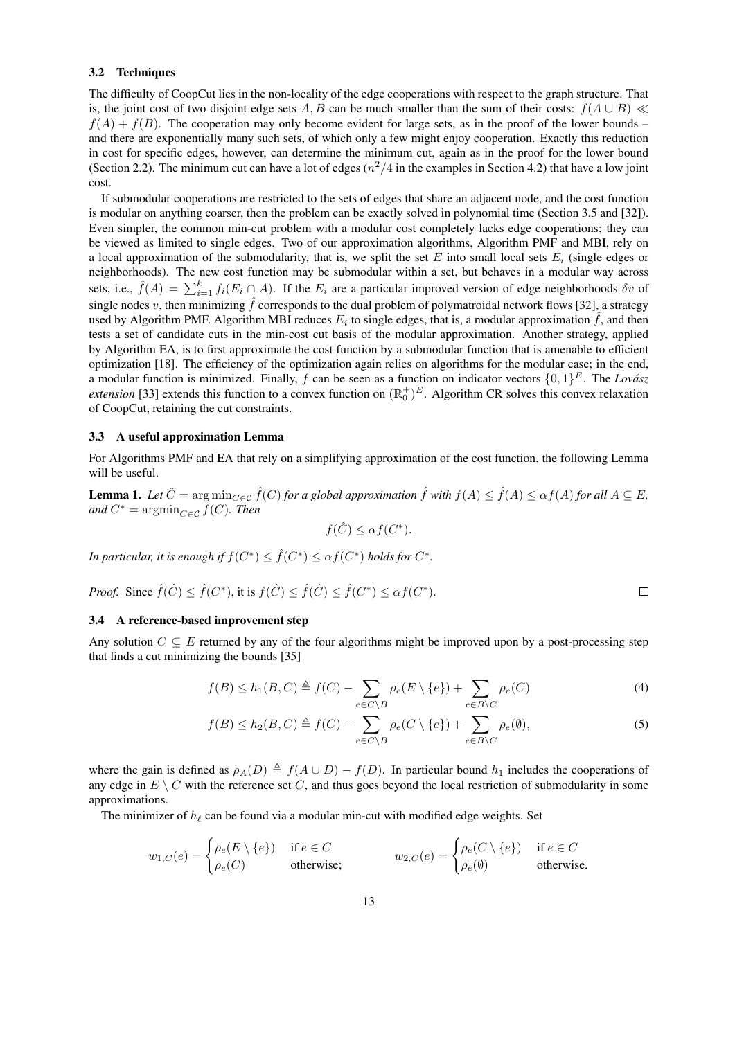### 3.2 Techniques

The difficulty of CoopCut lies in the non-locality of the edge cooperations with respect to the graph structure. That is, the joint cost of two disjoint edge sets $A, B$ can be much smaller than the sum of their costs: $f(A \cup B) \ll f(A) + f(B)$. The cooperation may only become evident for large sets, as in the proof of the lower bounds – and there are exponentially many such sets, of which only a few might enjoy cooperation. Exactly this reduction in cost for specific edges, however, can determine the minimum cut, again as in the proof for the lower bound (Section 2.2). The minimum cut can have a lot of edges ($n^2/4$ in the examples in Section 4.2) that have a low joint cost.

If submodular cooperations are restricted to the sets of edges that share an adjacent node, and the cost function is modular on anything coarser, then the problem can be exactly solved in polynomial time (Section 3.5 and [32]). Even simpler, the common min-cut problem with a modular cost completely lacks edge cooperations; they can be viewed as limited to single edges. Two of our approximation algorithms, Algorithm PMF and MBI, rely on a local approximation of the submodularity, that is, we split the set $E$ into small local sets $E_i$ (single edges or neighborhoods). The new cost function may be submodular within a set, but behaves in a modular way across sets, i.e., $\hat{f}(A) = \sum_{i=1}^{k} f_i(E_i \cap A)$. If the $E_i$ are a particular improved version of edge neighborhoods $\delta v$ of single nodes $v$, then minimizing $\hat{f}$ corresponds to the dual problem of polymatroidal network flows [32], a strategy used by Algorithm PMF. Algorithm MBI reduces $E_i$ to single edges, that is, a modular approximation $\hat{f}$, and then tests a set of candidate cuts in the min-cost cut basis of the modular approximation. Another strategy, applied by Algorithm EA, is to first approximate the cost function by a submodular function that is amenable to efficient optimization [18]. The efficiency of the optimization again relies on algorithms for the modular case; in the end, a modular function is minimized. Finally, $f$ can be seen as a function on indicator vectors $\{0, 1\}^E$. The *Lovász extension* [33] extends this function to a convex function on $(\mathbb{R}_0^+)^E$. Algorithm CR solves this convex relaxation of CoopCut, retaining the cut constraints.

### 3.3 A useful approximation Lemma

For Algorithms PMF and EA that rely on a simplifying approximation of the cost function, the following Lemma will be useful.

**Lemma 1.** *Let $\hat{C} = \arg\min_{C \in \mathcal{C}} \hat{f}(C)$ for a global approximation $\hat{f}$ with $f(A) \leq \hat{f}(A) \leq \alpha f(A)$ for all $A \subseteq E$, and $C^* = \operatorname{argmin}_{C \in \mathcal{C}} f(C)$. Then*

$$f(\hat{C}) \leq \alpha f(C^*).$$

*In particular, it is enough if $f(C^*) \leq \hat{f}(C^*) \leq \alpha f(C^*)$ holds for $C^*$.*

*Proof.* Since $\hat{f}(\hat{C}) \leq \hat{f}(C^*)$, it is $f(\hat{C}) \leq \hat{f}(\hat{C}) \leq \hat{f}(C^*) \leq \alpha f(C^*)$. □

### 3.4 A reference-based improvement step

Any solution $C \subseteq E$ returned by any of the four algorithms might be improved upon by a post-processing step that finds a cut minimizing the bounds [35]

$$f(B) \leq h_1(B, C) \triangleq f(C) - \sum_{e \in C \setminus B} \rho_e(E \setminus \{e\}) + \sum_{e \in B \setminus C} \rho_e(C) \tag{4}$$

$$f(B) \leq h_2(B, C) \triangleq f(C) - \sum_{e \in C \setminus B} \rho_e(C \setminus \{e\}) + \sum_{e \in B \setminus C} \rho_e(\emptyset), \tag{5}$$

where the gain is defined as $\rho_A(D) \triangleq f(A \cup D) - f(D)$. In particular bound $h_1$ includes the cooperations of any edge in $E \setminus C$ with the reference set $C$, and thus goes beyond the local restriction of submodularity in some approximations.

The minimizer of $h_\ell$ can be found via a modular min-cut with modified edge weights. Set

$$w_{1,C}(e) = \begin{cases} \rho_e(E \setminus \{e\}) & \text{if } e \in C \\ \rho_e(C) & \text{otherwise;} \end{cases} \qquad w_{2,C}(e) = \begin{cases} \rho_e(C \setminus \{e\}) & \text{if } e \in C \\ \rho_e(\emptyset) & \text{otherwise.} \end{cases}$$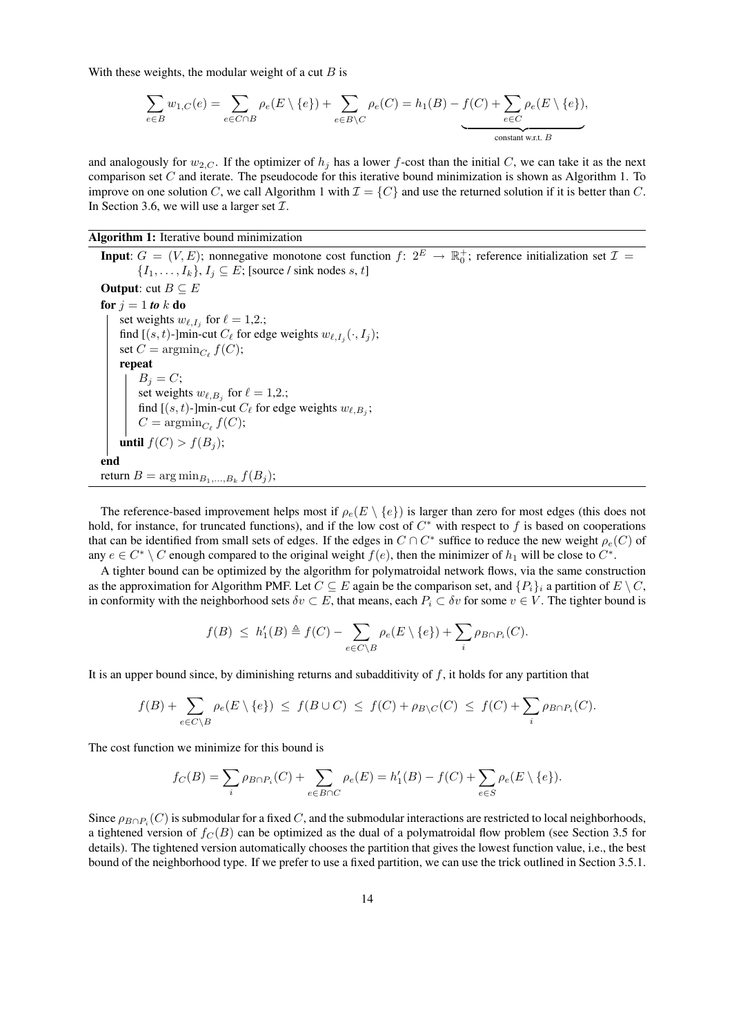With these weights, the modular weight of a cut $B$ is

$$\sum_{e \in B} w_{1,C}(e) = \sum_{e \in C \cap B} \rho_e(E \setminus \{e\}) + \sum_{e \in B \setminus C} \rho_e(C) = h_1(B) - \underbrace{f(C) + \sum_{e \in C} \rho_e(E \setminus \{e\})}_{\text{constant w.r.t. } B},$$

and analogously for $w_{2,C}$. If the optimizer of $h_j$ has a lower $f$-cost than the initial $C$, we can take it as the next comparison set $C$ and iterate. The pseudocode for this iterative bound minimization is shown as Algorithm 1. To improve on one solution $C$, we call Algorithm 1 with $\mathcal{I} = \{C\}$ and use the returned solution if it is better than $C$. In Section 3.6, we will use a larger set $\mathcal{I}$.

**Algorithm 1:** Iterative bound minimization

```
Input: G = (V, E); nonnegative monotone cost function f: 2^E → ℝ_0^+; reference initialization set I = {I_1, ..., I_k}, I_j ⊆ E; [source / sink nodes s, t]
Output: cut B ⊆ E
for j = 1 to k do
    set weights w_{ℓ,I_j} for ℓ = 1,2.;
    find [(s,t)-]min-cut C_ℓ for edge weights w_{ℓ,I_j}(·, I_j);
    set C = argmin_{C_ℓ} f(C);
    repeat
        B_j = C;
        set weights w_{ℓ,B_j} for ℓ = 1,2.;
        find [(s,t)-]min-cut C_ℓ for edge weights w_{ℓ,B_j};
        C = argmin_{C_ℓ} f(C);
    until f(C) > f(B_j);
end
return B = arg min_{B_1,...,B_k} f(B_j);
```

The reference-based improvement helps most if $\rho_e(E \setminus \{e\})$ is larger than zero for most edges (this does not hold, for instance, for truncated functions), and if the low cost of $C^*$ with respect to $f$ is based on cooperations that can be identified from small sets of edges. If the edges in $C \cap C^*$ suffice to reduce the new weight $\rho_e(C)$ of any $e \in C^* \setminus C$ enough compared to the original weight $f(e)$, then the minimizer of $h_1$ will be close to $C^*$.

A tighter bound can be optimized by the algorithm for polymatroidal network flows, via the same construction as the approximation for Algorithm PMF. Let $C \subseteq E$ again be the comparison set, and $\{P_i\}_i$ a partition of $E \setminus C$, in conformity with the neighborhood sets $\delta v \subset E$, that means, each $P_i \subset \delta v$ for some $v \in V$. The tighter bound is

$$f(B) \;\leq\; h_1'(B) \triangleq f(C) - \sum_{e \in C \setminus B} \rho_e(E \setminus \{e\}) + \sum_i \rho_{B \cap P_i}(C).$$

It is an upper bound since, by diminishing returns and subadditivity of $f$, it holds for any partition that

$$f(B) + \sum_{e \in C \setminus B} \rho_e(E \setminus \{e\}) \;\leq\; f(B \cup C) \;\leq\; f(C) + \rho_{B \setminus C}(C) \;\leq\; f(C) + \sum_i \rho_{B \cap P_i}(C).$$

The cost function we minimize for this bound is

$$f_C(B) = \sum_i \rho_{B \cap P_i}(C) + \sum_{e \in B \cap C} \rho_e(E) = h_1'(B) - f(C) + \sum_{e \in S} \rho_e(E \setminus \{e\}).$$

Since $\rho_{B \cap P_i}(C)$ is submodular for a fixed $C$, and the submodular interactions are restricted to local neighborhoods, a tightened version of $f_C(B)$ can be optimized as the dual of a polymatroidal flow problem (see Section 3.5 for details). The tightened version automatically chooses the partition that gives the lowest function value, i.e., the best bound of the neighborhood type. If we prefer to use a fixed partition, we can use the trick outlined in Section 3.5.1.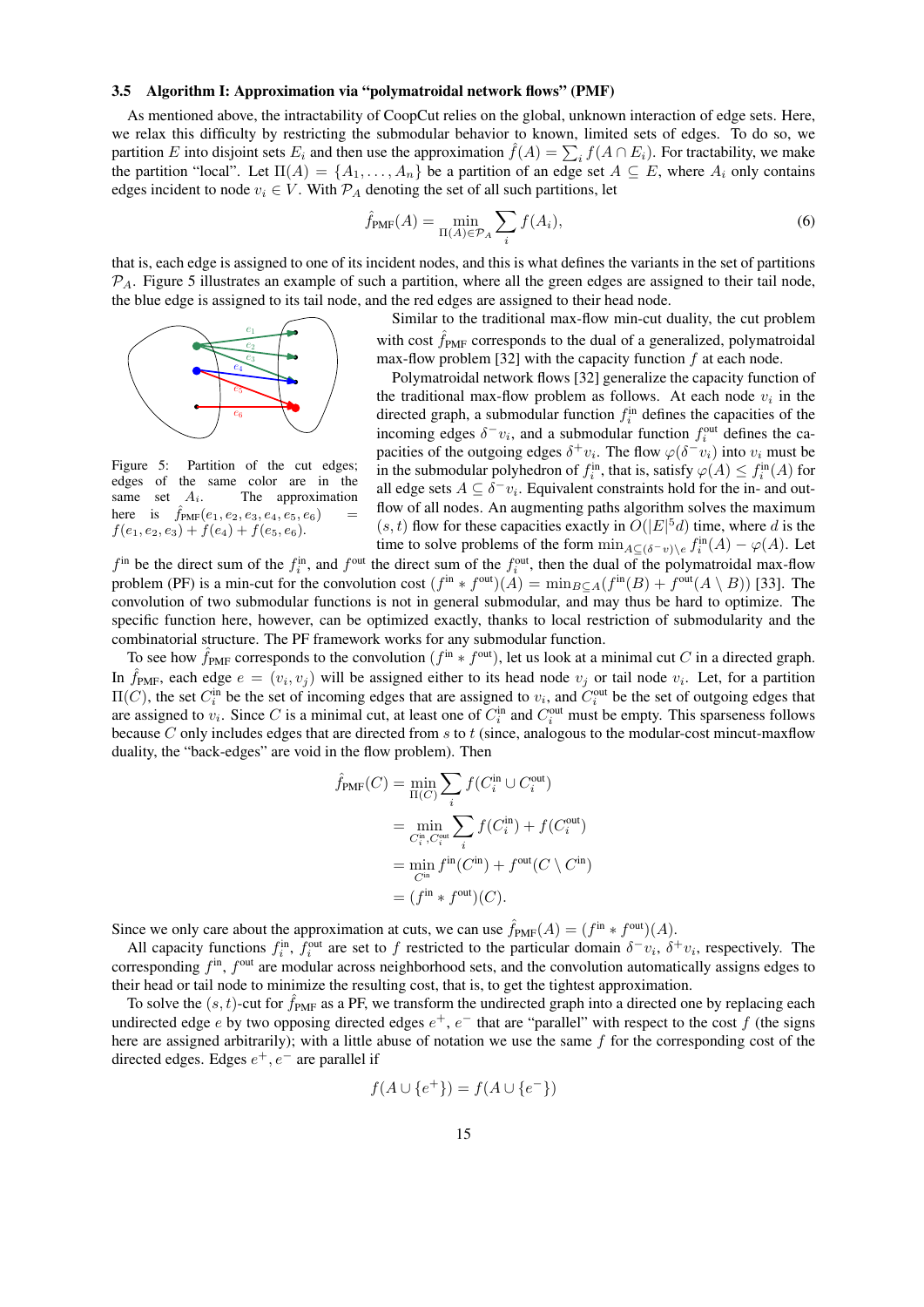### 3.5 Algorithm I: Approximation via "polymatroidal network flows" (PMF)

As mentioned above, the intractability of CoopCut relies on the global, unknown interaction of edge sets. Here, we relax this difficulty by restricting the submodular behavior to known, limited sets of edges. To do so, we partition $E$ into disjoint sets $E_i$ and then use the approximation $\hat{f}(A) = \sum_i f(A \cap E_i)$. For tractability, we make the partition "local". Let $\Pi(A) = \{A_1, \ldots, A_n\}$ be a partition of an edge set $A \subseteq E$, where $A_i$ only contains edges incident to node $v_i \in V$. With $\mathcal{P}_A$ denoting the set of all such partitions, let

$$\hat{f}_{\text{PMF}}(A) = \min_{\Pi(A) \in \mathcal{P}_A} \sum_i f(A_i), \tag{6}$$

that is, each edge is assigned to one of its incident nodes, and this is what defines the variants in the set of partitions $\mathcal{P}_A$. Figure 5 illustrates an example of such a partition, where all the green edges are assigned to their tail node, the blue edge is assigned to its tail node, and the red edges are assigned to their head node.

Figure 5: Partition of the cut edges; edges of the same color are in the same set $A_i$. The approximation here is $\hat{f}_{\text{PMF}}(e_1, e_2, e_3, e_4, e_5, e_6) = f(e_1, e_2, e_3) + f(e_4) + f(e_5, e_6)$.

Similar to the traditional max-flow min-cut duality, the cut problem with cost $\hat{f}_{\text{PMF}}$ corresponds to the dual of a generalized, polymatroidal max-flow problem [32] with the capacity function $f$ at each node.

Polymatroidal network flows [32] generalize the capacity function of the traditional max-flow problem as follows. At each node $v_i$ in the directed graph, a submodular function $f_i^{\text{in}}$ defines the capacities of the incoming edges $\delta^- v_i$, and a submodular function $f_i^{\text{out}}$ defines the capacities of the outgoing edges $\delta^+ v_i$. The flow $\varphi(\delta^- v_i)$ into $v_i$ must be in the submodular polyhedron of $f_i^{\text{in}}$, that is, satisfy $\varphi(A) \leq f_i^{\text{in}}(A)$ for all edge sets $A \subseteq \delta^- v_i$. Equivalent constraints hold for the in- and outflow of all nodes. An augmenting paths algorithm solves the maximum $(s,t)$ flow for these capacities exactly in $O(|E|^5 d)$ time, where $d$ is the time to solve problems of the form $\min_{A \subseteq (\delta^- v) \setminus e} f_i^{\text{in}}(A) - \varphi(A)$. Let $f^{\text{in}}$ be the direct sum of the $f_i^{\text{in}}$, and $f^{\text{out}}$ the direct sum of the $f_i^{\text{out}}$, then the dual of the polymatroidal max-flow problem (PF) is a min-cut for the convolution cost $(f^{\text{in}} * f^{\text{out}})(A) = \min_{B \subseteq A}(f^{\text{in}}(B) + f^{\text{out}}(A \setminus B))$ [33]. The convolution of two submodular functions is not in general submodular, and may thus be hard to optimize. The specific function here, however, can be optimized exactly, thanks to local restriction of submodularity and the combinatorial structure. The PF framework works for any submodular function.

To see how $\hat{f}_{\text{PMF}}$ corresponds to the convolution $(f^{\text{in}} * f^{\text{out}})$, let us look at a minimal cut $C$ in a directed graph. In $\hat{f}_{\text{PMF}}$, each edge $e = (v_i, v_j)$ will be assigned either to its head node $v_j$ or tail node $v_i$. Let, for a partition $\Pi(C)$, the set $C_i^{\text{in}}$ be the set of incoming edges that are assigned to $v_i$, and $C_i^{\text{out}}$ be the set of outgoing edges that are assigned to $v_i$. Since $C$ is a minimal cut, at least one of $C_i^{\text{in}}$ and $C_i^{\text{out}}$ must be empty. This sparseness follows because $C$ only includes edges that are directed from $s$ to $t$ (since, analogous to the modular-cost mincut-maxflow duality, the "back-edges" are void in the flow problem). Then

$$\begin{aligned}
\hat{f}_{\text{PMF}}(C) &= \min_{\Pi(C)} \sum_i f(C_i^{\text{in}} \cup C_i^{\text{out}}) \\
&= \min_{C_i^{\text{in}}, C_i^{\text{out}}} \sum_i f(C_i^{\text{in}}) + f(C_i^{\text{out}}) \\
&= \min_{C^{\text{in}}} f^{\text{in}}(C^{\text{in}}) + f^{\text{out}}(C \setminus C^{\text{in}}) \\
&= (f^{\text{in}} * f^{\text{out}})(C).
\end{aligned}$$

Since we only care about the approximation at cuts, we can use $\hat{f}_{\text{PMF}}(A) = (f^{\text{in}} * f^{\text{out}})(A)$.

All capacity functions $f_i^{\text{in}}$, $f_i^{\text{out}}$ are set to $f$ restricted to the particular domain $\delta^- v_i$, $\delta^+ v_i$, respectively. The corresponding $f^{\text{in}}$, $f^{\text{out}}$ are modular across neighborhood sets, and the convolution automatically assigns edges to their head or tail node to minimize the resulting cost, that is, to get the tightest approximation.

To solve the $(s,t)$-cut for $\hat{f}_{\text{PMF}}$ as a PF, we transform the undirected graph into a directed one by replacing each undirected edge $e$ by two opposing directed edges $e^+$, $e^-$ that are "parallel" with respect to the cost $f$ (the signs here are assigned arbitrarily); with a little abuse of notation we use the same $f$ for the corresponding cost of the directed edges. Edges $e^+, e^-$ are parallel if

$$f(A \cup \{e^+\}) = f(A \cup \{e^-\})$$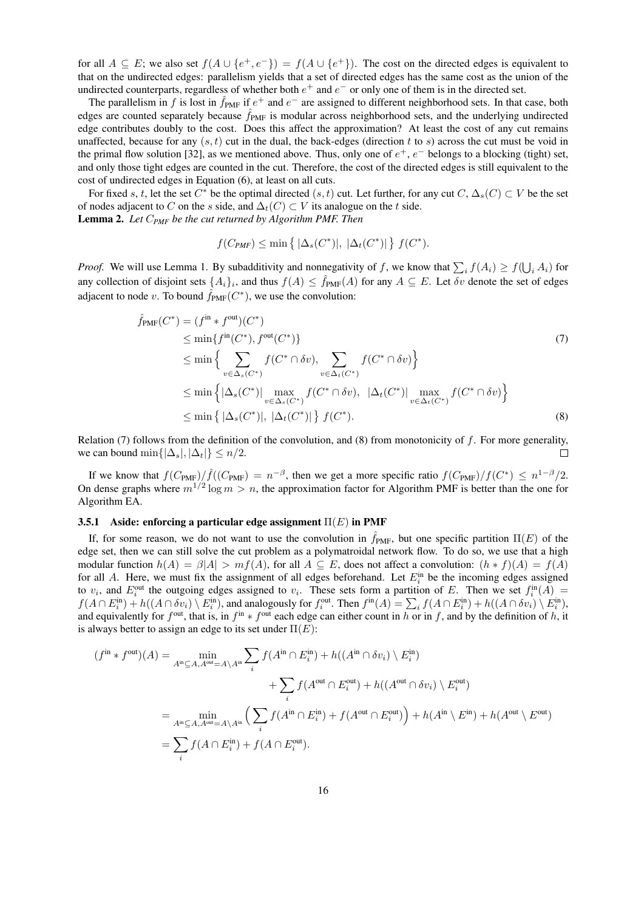for all $A \subseteq E$; we also set $f(A \cup \{e^+, e^-\}) = f(A \cup \{e^+\})$. The cost on the directed edges is equivalent to that on the undirected edges: parallelism yields that a set of directed edges has the same cost as the union of the undirected counterparts, regardless of whether both $e^+$ and $e^-$ or only one of them is in the directed set.

The parallelism in $f$ is lost in $\hat{f}_{\text{PMF}}$ if $e^+$ and $e^-$ are assigned to different neighborhood sets. In that case, both edges are counted separately because $\hat{f}_{\text{PMF}}$ is modular across neighborhood sets, and the underlying undirected edge contributes doubly to the cost. Does this affect the approximation? At least the cost of any cut remains unaffected, because for any $(s,t)$ cut in the dual, the back-edges (direction $t$ to $s$) across the cut must be void in the primal flow solution [32], as we mentioned above. Thus, only one of $e^+$, $e^-$ belongs to a blocking (tight) set, and only those tight edges are counted in the cut. Therefore, the cost of the directed edges is still equivalent to the cost of undirected edges in Equation (6), at least on all cuts.

For fixed $s, t$, let the set $C^*$ be the optimal directed $(s,t)$ cut. Let further, for any cut $C$, $\Delta_s(C) \subset V$ be the set of nodes adjacent to $C$ on the $s$ side, and $\Delta_t(C) \subset V$ its analogue on the $t$ side.

**Lemma 2.** *Let $C_{PMF}$ be the cut returned by Algorithm PMF. Then*

$$f(C_{PMF}) \leq \min\big\{\, |\Delta_s(C^*)|,\ |\Delta_t(C^*)| \,\big\}\ f(C^*).$$

*Proof.* We will use Lemma 1. By subadditivity and nonnegativity of $f$, we know that $\sum_i f(A_i) \geq f(\bigcup_i A_i)$ for any collection of disjoint sets $\{A_i\}_i$, and thus $f(A) \leq \hat{f}_{\text{PMF}}(A)$ for any $A \subseteq E$. Let $\delta v$ denote the set of edges adjacent to node $v$. To bound $\hat{f}_{\text{PMF}}(C^*)$, we use the convolution:

$$\begin{aligned}
\hat{f}_{\text{PMF}}(C^*) &= (f^{\text{in}} * f^{\text{out}})(C^*) \\
&\leq \min\{f^{\text{in}}(C^*), f^{\text{out}}(C^*)\} && (7)\\
&\leq \min\Big\{ \sum_{v \in \Delta_s(C^*)} f(C^* \cap \delta v),\ \sum_{v \in \Delta_t(C^*)} f(C^* \cap \delta v) \Big\} \\
&\leq \min\Big\{ |\Delta_s(C^*)| \max_{v \in \Delta_s(C^*)} f(C^* \cap \delta v),\ \ |\Delta_t(C^*)| \max_{v \in \Delta_t(C^*)} f(C^* \cap \delta v) \Big\} \\
&\leq \min\big\{\, |\Delta_s(C^*)|,\ |\Delta_t(C^*)| \,\big\}\ f(C^*). && (8)
\end{aligned}$$

Relation (7) follows from the definition of the convolution, and (8) from monotonicity of $f$. For more generality, we can bound $\min\{|\Delta_s|, |\Delta_t|\} \leq n/2$. ∎

If we know that $f(C_{\text{PMF}})/\hat{f}((C_{\text{PMF}}) = n^{-\beta}$, then we get a more specific ratio $f(C_{\text{PMF}})/f(C^*) \leq n^{1-\beta}/2$. On dense graphs where $m^{1/2} \log m > n$, the approximation factor for Algorithm PMF is better than the one for Algorithm EA.

#### 3.5.1 Aside: enforcing a particular edge assignment $\Pi(E)$ in PMF

If, for some reason, we do not want to use the convolution in $\hat{f}_{\text{PMF}}$, but one specific partition $\Pi(E)$ of the edge set, then we can still solve the cut problem as a polymatroidal network flow. To do so, we use that a high modular function $h(A) = \beta|A| > mf(A)$, for all $A \subseteq E$, does not affect a convolution: $(h * f)(A) = f(A)$ for all $A$. Here, we must fix the assignment of all edges beforehand. Let $E_i^{\text{in}}$ be the incoming edges assigned to $v_i$, and $E_i^{\text{out}}$ the outgoing edges assigned to $v_i$. These sets form a partition of $E$. Then we set $f_i^{\text{in}}(A) = f(A \cap E_i^{\text{in}}) + h((A \cap \delta v_i) \setminus E_i^{\text{in}})$, and analogously for $f_i^{\text{out}}$. Then $f^{\text{in}}(A) = \sum_i f(A \cap E_i^{\text{in}}) + h((A \cap \delta v_i) \setminus E_i^{\text{in}})$, and equivalently for $f^{\text{out}}$, that is, in $f^{\text{in}} * f^{\text{out}}$ each edge can either count in $h$ or in $f$, and by the definition of $h$, it is always better to assign an edge to its set under $\Pi(E)$:

$$\begin{aligned}
(f^{\text{in}} * f^{\text{out}})(A) &= \min_{A^{\text{in}} \subseteq A, A^{\text{out}} = A \setminus A^{\text{in}}} \sum_i f(A^{\text{in}} \cap E_i^{\text{in}}) + h((A^{\text{in}} \cap \delta v_i) \setminus E_i^{\text{in}}) \\
&\qquad\qquad + \sum_i f(A^{\text{out}} \cap E_i^{\text{out}}) + h((A^{\text{out}} \cap \delta v_i) \setminus E_i^{\text{out}}) \\
&= \min_{A^{\text{in}} \subseteq A, A^{\text{out}} = A \setminus A^{\text{in}}} \Big( \sum_i f(A^{\text{in}} \cap E_i^{\text{in}}) + f(A^{\text{out}} \cap E_i^{\text{out}}) \Big) + h(A^{\text{in}} \setminus E^{\text{in}}) + h(A^{\text{out}} \setminus E^{\text{out}}) \\
&= \sum_i f(A \cap E_i^{\text{in}}) + f(A \cap E_i^{\text{out}}).
\end{aligned}$$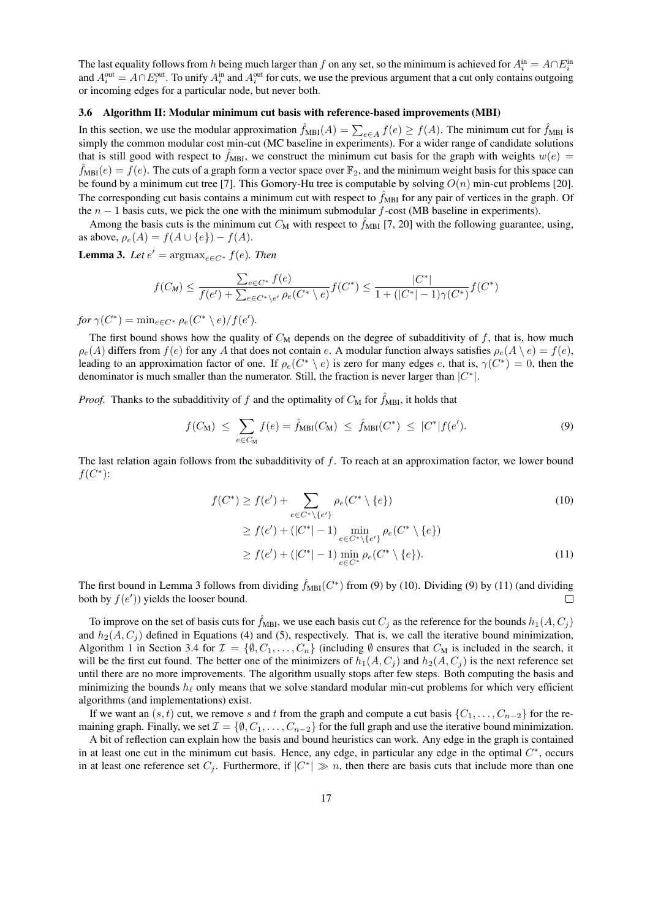The last equality follows from $h$ being much larger than $f$ on any set, so the minimum is achieved for $A_i^{\text{in}} = A \cap E_i^{\text{in}}$ and $A_i^{\text{out}} = A \cap E_i^{\text{out}}$. To unify $A_i^{\text{in}}$ and $A_i^{\text{out}}$ for cuts, we use the previous argument that a cut only contains outgoing or incoming edges for a particular node, but never both.

### 3.6 Algorithm II: Modular minimum cut basis with reference-based improvements (MBI)

In this section, we use the modular approximation $\hat{f}_{\text{MBI}}(A) = \sum_{e \in A} f(e) \geq f(A)$. The minimum cut for $\hat{f}_{\text{MBI}}$ is simply the common modular cost min-cut (MC baseline in experiments). For a wider range of candidate solutions that is still good with respect to $\hat{f}_{\text{MBI}}$, we construct the minimum cut basis for the graph with weights $w(e) = \hat{f}_{\text{MBI}}(e) = f(e)$. The cuts of a graph form a vector space over $\mathbb{F}_2$, and the minimum weight basis for this space can be found by a minimum cut tree [7]. This Gomory-Hu tree is computable by solving $O(n)$ min-cut problems [20]. The corresponding cut basis contains a minimum cut with respect to $\hat{f}_{\text{MBI}}$ for any pair of vertices in the graph. Of the $n-1$ basis cuts, we pick the one with the minimum submodular $f$-cost (MB baseline in experiments).

Among the basis cuts is the minimum cut $C_{\text{M}}$ with respect to $\hat{f}_{\text{MBI}}$ [7, 20] with the following guarantee, using, as above, $\rho_e(A) = f(A \cup \{e\}) - f(A)$.

**Lemma 3.** *Let $e' = \operatorname{argmax}_{e \in C^*} f(e)$. Then*

$$f(C_M) \leq \frac{\sum_{e \in C^*} f(e)}{f(e') + \sum_{e \in C^* \setminus e'} \rho_e(C^* \setminus e)} f(C^*) \leq \frac{|C^*|}{1 + (|C^*| - 1)\gamma(C^*)} f(C^*)$$

*for $\gamma(C^*) = \min_{e \in C^*} \rho_e(C^* \setminus e) / f(e')$.*

The first bound shows how the quality of $C_{\text{M}}$ depends on the degree of subadditivity of $f$, that is, how much $\rho_e(A)$ differs from $f(e)$ for any $A$ that does not contain $e$. A modular function always satisfies $\rho_e(A \setminus e) = f(e)$, leading to an approximation factor of one. If $\rho_e(C^* \setminus e)$ is zero for many edges $e$, that is, $\gamma(C^*) = 0$, then the denominator is much smaller than the numerator. Still, the fraction is never larger than $|C^*|$.

*Proof.* Thanks to the subadditivity of $f$ and the optimality of $C_{\text{M}}$ for $\hat{f}_{\text{MBI}}$, it holds that

$$f(C_{\text{M}}) \;\leq\; \sum_{e \in C_{\text{M}}} f(e) = \hat{f}_{\text{MBI}}(C_{\text{M}}) \;\leq\; \hat{f}_{\text{MBI}}(C^*) \;\leq\; |C^*| f(e'). \tag{9}$$

The last relation again follows from the subadditivity of $f$. To reach at an approximation factor, we lower bound $f(C^*)$:

$$\begin{aligned} f(C^*) &\geq f(e') + \sum_{e \in C^* \setminus \{e'\}} \rho_e(C^* \setminus \{e\}) &(10)\\ &\geq f(e') + (|C^*| - 1) \min_{e \in C^* \setminus \{e'\}} \rho_e(C^* \setminus \{e\}) \\ &\geq f(e') + (|C^*| - 1) \min_{e \in C^*} \rho_e(C^* \setminus \{e\}). &(11) \end{aligned}$$

The first bound in Lemma 3 follows from dividing $\hat{f}_{\text{MBI}}(C^*)$ from (9) by (10). Dividing (9) by (11) (and dividing both by $f(e')$) yields the looser bound. ◻

To improve on the set of basis cuts for $\hat{f}_{\text{MBI}}$, we use each basis cut $C_j$ as the reference for the bounds $h_1(A, C_j)$ and $h_2(A, C_j)$ defined in Equations (4) and (5), respectively. That is, we call the iterative bound minimization, Algorithm 1 in Section 3.4 for $\mathcal{I} = \{\emptyset, C_1, \ldots, C_n\}$ (including $\emptyset$ ensures that $C_{\text{M}}$ is included in the search, it will be the first cut found. The better one of the minimizers of $h_1(A, C_j)$ and $h_2(A, C_j)$ is the next reference set until there are no more improvements. The algorithm usually stops after few steps. Both computing the basis and minimizing the bounds $h_\ell$ only means that we solve standard modular min-cut problems for which very efficient algorithms (and implementations) exist.

If we want an $(s,t)$ cut, we remove $s$ and $t$ from the graph and compute a cut basis $\{C_1, \ldots, C_{n-2}\}$ for the remaining graph. Finally, we set $\mathcal{I} = \{\emptyset, C_1, \ldots, C_{n-2}\}$ for the full graph and use the iterative bound minimization.

A bit of reflection can explain how the basis and bound heuristics can work. Any edge in the graph is contained in at least one cut in the minimum cut basis. Hence, any edge, in particular any edge in the optimal $C^*$, occurs in at least one reference set $C_j$. Furthermore, if $|C^*| \gg n$, then there are basis cuts that include more than one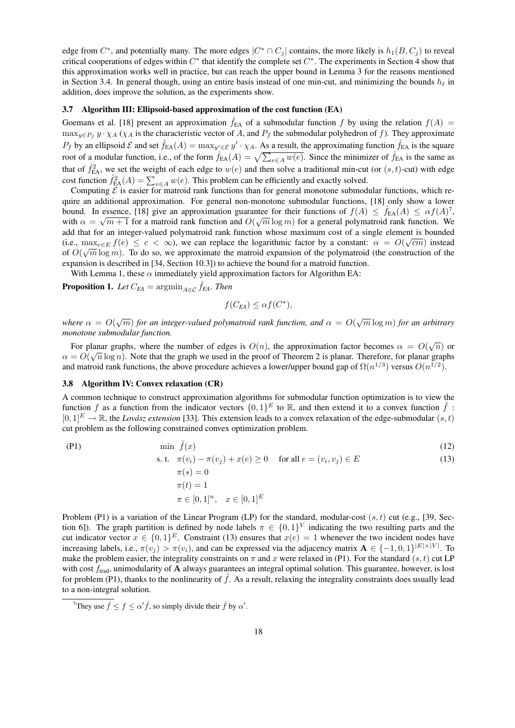edge from $C^*$, and potentially many. The more edges $|C^* \cap C_j|$ contains, the more likely is $h_1(B, C_j)$ to reveal critical cooperations of edges within $C^*$ that identify the complete set $C^*$. The experiments in Section 4 show that this approximation works well in practice, but can reach the upper bound in Lemma 3 for the reasons mentioned in Section 3.4. In general though, using an entire basis instead of one min-cut, and minimizing the bounds $h_\ell$ in addition, does improve the solution, as the experiments show.

### 3.7 Algorithm III: Ellipsoid-based approximation of the cost function (EA)

Goemans et al. [18] present an approximation $\hat{f}_{\text{EA}}$ of a submodular function $f$ by using the relation $f(A) = \max_{y \in P_f} y \cdot \chi_A$ ($\chi_A$ is the characteristic vector of $A$, and $P_f$ the submodular polyhedron of $f$). They approximate $P_f$ by an ellipsoid $\mathcal{E}$ and set $\hat{f}_{\text{EA}}(A) = \max_{y' \in \mathcal{E}} y' \cdot \chi_A$. As a result, the approximating function $\hat{f}_{\text{EA}}$ is the square root of a modular function, i.e., of the form $\hat{f}_{\text{EA}}(A) = \sqrt{\sum_{e \in A} w(e)}$. Since the minimizer of $\hat{f}_{\text{EA}}$ is the same as that of $\hat{f}^2_{\text{EA}}$, we set the weight of each edge to $w(e)$ and then solve a traditional min-cut (or $(s,t)$-cut) with edge cost function $\hat{f}^2_{\text{EA}}(A) = \sum_{e \in A} w(e)$. This problem can be efficiently and exactly solved.

Computing $\mathcal{E}$ is easier for matroid rank functions than for general monotone submodular functions, which require an additional approximation. For general non-monotone submodular functions, [18] only show a lower bound. In essence, [18] give an approximation guarantee for their functions of $f(A) \leq \hat{f}_{\text{EA}}(A) \leq \alpha f(A)$[7], with $\alpha = \sqrt{m+1}$ for a matroid rank function and $O(\sqrt{m}\log m)$ for a general polymatroid rank function. We add that for an integer-valued polymatroid rank function whose maximum cost of a single element is bounded (i.e., $\max_{e \in E} f(e) \leq c < \infty$), we can replace the logarithmic factor by a constant: $\alpha = O(\sqrt{cm})$ instead of $O(\sqrt{m}\log m)$. To do so, we approximate the matroid expansion of the polymatroid (the construction of the expansion is described in [34, Section 10.3]) to achieve the bound for a matroid function.

With Lemma 1, these $\alpha$ immediately yield approximation factors for Algorithm EA:

**Proposition 1.** *Let $C_{EA} = \operatorname{argmin}_{A \in \mathcal{C}} \hat{f}_{EA}$. Then*

$$f(C_{EA}) \leq \alpha f(C^*),$$

*where $\alpha = O(\sqrt{m})$ for an integer-valued polymatroid rank function, and $\alpha = O(\sqrt{m}\log m)$ for an arbitrary monotone submodular function.*

For planar graphs, where the number of edges is $O(n)$, the approximation factor becomes $\alpha = O(\sqrt{n})$ or $\alpha = O(\sqrt{n}\log n)$. Note that the graph we used in the proof of Theorem 2 is planar. Therefore, for planar graphs and matroid rank functions, the above procedure achieves a lower/upper bound gap of $\Omega(n^{1/3})$ versus $O(n^{1/2})$.

### 3.8 Algorithm IV: Convex relaxation (CR)

A common technique to construct approximation algorithms for submodular function optimization is to view the function $f$ as a function from the indicator vectors $\{0,1\}^E$ to $\mathbb{R}$, and then extend it to a convex function $\tilde{f} : [0,1]^E \to \mathbb{R}$, the *Lovász extension* [33]. This extension leads to a convex relaxation of the edge-submodular $(s,t)$ cut problem as the following constrained convex optimization problem.

$$\text{(P1)} \qquad \min \ \tilde{f}(x) \tag{12}$$

$$\text{s. t.} \quad \pi(v_i) - \pi(v_j) + x(e) \geq 0 \quad \text{for all } e = (v_i, v_j) \in E \tag{13}$$

$$\pi(s) = 0$$

$$\pi(t) = 1$$

$$\pi \in [0,1]^n, \quad x \in [0,1]^E$$

Problem (P1) is a variation of the Linear Program (LP) for the standard, modular-cost $(s,t)$ cut (e.g., [39, Section 6]). The graph partition is defined by node labels $\pi \in \{0,1\}^V$ indicating the two resulting parts and the cut indicator vector $x \in \{0,1\}^E$. Constraint (13) ensures that $x(e) = 1$ whenever the two incident nodes have increasing labels, i.e., $\pi(v_j) > \pi(v_i)$, and can be expressed via the adjacency matrix $\mathbf{A} \in \{-1,0,1\}^{|E| \times |V|}$. To make the problem easier, the integrality constraints on $\pi$ and $x$ were relaxed in (P1). For the standard $(s,t)$ cut LP with cost $f_{\text{trad}}$, unimodularity of $\mathbf{A}$ always guarantees an integral optimal solution. This guarantee, however, is lost for problem (P1), thanks to the nonlinearity of $\tilde{f}$. As a result, relaxing the integrality constraints does usually lead to a non-integral solution.

---

[7] They use $\hat{f} \leq f \leq \alpha' \hat{f}$, so simply divide their $\hat{f}$ by $\alpha'$.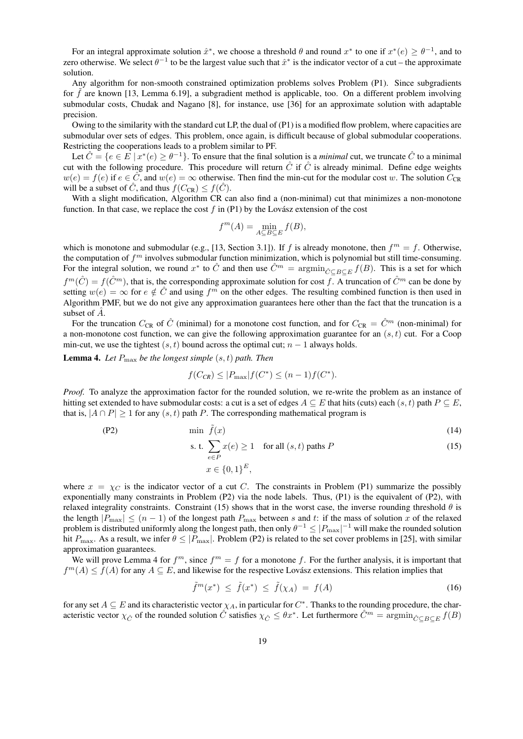For an integral approximate solution $\hat{x}^*$, we choose a threshold $\theta$ and round $x^*$ to one if $x^*(e) \geq \theta^{-1}$, and to zero otherwise. We select $\theta^{-1}$ to be the largest value such that $\hat{x}^*$ is the indicator vector of a cut – the approximate solution.

Any algorithm for non-smooth constrained optimization problems solves Problem (P1). Since subgradients for $\tilde{f}$ are known [13, Lemma 6.19], a subgradient method is applicable, too. On a different problem involving submodular costs, Chudak and Nagano [8], for instance, use [36] for an approximate solution with adaptable precision.

Owing to the similarity with the standard cut LP, the dual of (P1) is a modified flow problem, where capacities are submodular over sets of edges. This problem, once again, is difficult because of global submodular cooperations. Restricting the cooperations leads to a problem similar to PF.

Let $\hat{C} = \{e \in E \mid x^*(e) \geq \theta^{-1}\}$. To ensure that the final solution is a *minimal* cut, we truncate $\hat{C}$ to a minimal cut with the following procedure. This procedure will return $\hat{C}$ if $\hat{C}$ is already minimal. Define edge weights $w(e) = f(e)$ if $e \in \hat{C}$, and $w(e) = \infty$ otherwise. Then find the min-cut for the modular cost $w$. The solution $C_{\text{CR}}$ will be a subset of $\hat{C}$, and thus $f(C_{\text{CR}}) \leq f(\hat{C})$.

With a slight modification, Algorithm CR can also find a (non-minimal) cut that minimizes a non-monotone function. In that case, we replace the cost $f$ in (P1) by the Lovász extension of the cost

$$f^m(A) = \min_{A \subseteq B \subseteq E} f(B),$$

which is monotone and submodular (e.g., [13, Section 3.1]). If $f$ is already monotone, then $f^m = f$. Otherwise, the computation of $f^m$ involves submodular function minimization, which is polynomial but still time-consuming. For the integral solution, we round $x^*$ to $\hat{C}$ and then use $\hat{C}^m = \operatorname{argmin}_{\hat{C} \subseteq B \subseteq E} f(B)$. This is a set for which $f^m(\hat{C}) = f(\hat{C}^m)$, that is, the corresponding approximate solution for cost $f$. A truncation of $\hat{C}^m$ can be done by setting $w(e) = \infty$ for $e \notin \hat{C}$ and using $f^m$ on the other edges. The resulting combined function is then used in Algorithm PMF, but we do not give any approximation guarantees here other than the fact that the truncation is a subset of $\hat{A}$.

For the truncation $C_{\text{CR}}$ of $\hat{C}$ (minimal) for a monotone cost function, and for $C_{\text{CR}} = \hat{C}^m$ (non-minimal) for a non-monotone cost function, we can give the following approximation guarantee for an $(s,t)$ cut. For a Coop min-cut, we use the tightest $(s,t)$ bound across the optimal cut; $n-1$ always holds.

**Lemma 4.** *Let $P_{\max}$ be the longest simple $(s,t)$ path. Then*

$$f(C_{CR}) \leq |P_{\max}| f(C^*) \leq (n-1) f(C^*).$$

*Proof.* To analyze the approximation factor for the rounded solution, we re-write the problem as an instance of hitting set extended to have submodular costs: a cut is a set of edges $A \subseteq E$ that hits (cuts) each $(s,t)$ path $P \subseteq E$, that is, $|A \cap P| \geq 1$ for any $(s,t)$ path $P$. The corresponding mathematical program is

$$\text{(P2)} \qquad \min \ \tilde{f}(x) \tag{14}$$

$$\text{s. t.} \sum_{e \in P} x(e) \geq 1 \quad \text{for all } (s,t) \text{ paths } P \tag{15}$$

$$x \in \{0,1\}^E,$$

where $x = \chi_C$ is the indicator vector of a cut $C$. The constraints in Problem (P1) summarize the possibly exponentially many constraints in Problem (P2) via the node labels. Thus, (P1) is the equivalent of (P2), with relaxed integrality constraints. Constraint (15) shows that in the worst case, the inverse rounding threshold $\theta$ is the length $|P_{\max}| \leq (n-1)$ of the longest path $P_{\max}$ between $s$ and $t$: if the mass of solution $x$ of the relaxed problem is distributed uniformly along the longest path, then only $\theta^{-1} \leq |P_{\max}|^{-1}$ will make the rounded solution hit $P_{\max}$. As a result, we infer $\theta \leq |P_{\max}|$. Problem (P2) is related to the set cover problems in [25], with similar approximation guarantees.

We will prove Lemma 4 for $f^m$, since $f^m = f$ for a monotone $f$. For the further analysis, it is important that $f^m(A) \leq f(A)$ for any $A \subseteq E$, and likewise for the respective Lovász extensions. This relation implies that

$$\tilde{f}^m(x^*) \ \leq \ \tilde{f}(x^*) \ \leq \ \tilde{f}(\chi_A) \ = \ f(A) \tag{16}$$

for any set $A \subseteq E$ and its characteristic vector $\chi_A$, in particular for $C^*$. Thanks to the rounding procedure, the characteristic vector $\chi_{\hat{C}}$ of the rounded solution $\hat{C}$ satisfies $\chi_{\hat{C}} \leq \theta x^*$. Let furthermore $\hat{C}^m = \operatorname{argmin}_{\hat{C} \subseteq B \subseteq E} f(B)$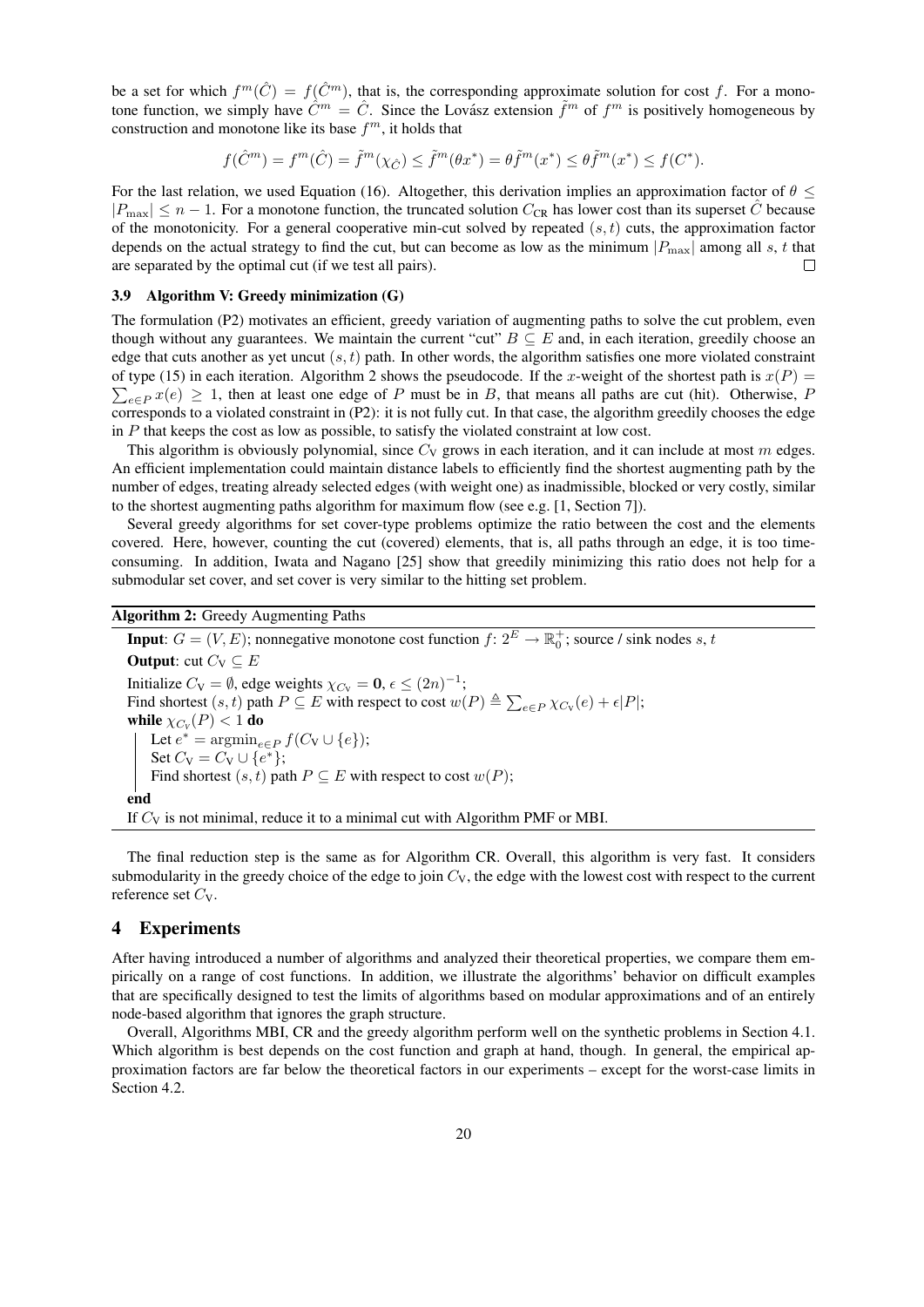be a set for which $f^m(\hat{C}) = f(\hat{C}^m)$, that is, the corresponding approximate solution for cost $f$. For a monotone function, we simply have $\hat{C}^m = \hat{C}$. Since the Lovász extension $\tilde{f}^m$ of $f^m$ is positively homogeneous by construction and monotone like its base $f^m$, it holds that

$$f(\hat{C}^m) = f^m(\hat{C}) = \tilde{f}^m(\chi_{\hat{C}}) \leq \tilde{f}^m(\theta x^*) = \theta \tilde{f}^m(x^*) \leq \theta \tilde{f}^m(x^*) \leq f(C^*).$$

For the last relation, we used Equation (16). Altogether, this derivation implies an approximation factor of $\theta \leq |P_{\max}| \leq n - 1$. For a monotone function, the truncated solution $C_{\text{CR}}$ has lower cost than its superset $\hat{C}$ because of the monotonicity. For a general cooperative min-cut solved by repeated $(s, t)$ cuts, the approximation factor depends on the actual strategy to find the cut, but can become as low as the minimum $|P_{\max}|$ among all $s$, $t$ that are separated by the optimal cut (if we test all pairs). $\square$

### 3.9 Algorithm V: Greedy minimization (G)

The formulation (P2) motivates an efficient, greedy variation of augmenting paths to solve the cut problem, even though without any guarantees. We maintain the current "cut" $B \subseteq E$ and, in each iteration, greedily choose an edge that cuts another as yet uncut $(s, t)$ path. In other words, the algorithm satisfies one more violated constraint of type (15) in each iteration. Algorithm 2 shows the pseudocode. If the $x$-weight of the shortest path is $x(P) = \sum_{e \in P} x(e) \geq 1$, then at least one edge of $P$ must be in $B$, that means all paths are cut (hit). Otherwise, $P$ corresponds to a violated constraint in (P2): it is not fully cut. In that case, the algorithm greedily chooses the edge in $P$ that keeps the cost as low as possible, to satisfy the violated constraint at low cost.

This algorithm is obviously polynomial, since $C_{\text{V}}$ grows in each iteration, and it can include at most $m$ edges. An efficient implementation could maintain distance labels to efficiently find the shortest augmenting path by the number of edges, treating already selected edges (with weight one) as inadmissible, blocked or very costly, similar to the shortest augmenting paths algorithm for maximum flow (see e.g. [1, Section 7]).

Several greedy algorithms for set cover-type problems optimize the ratio between the cost and the elements covered. Here, however, counting the cut (covered) elements, that is, all paths through an edge, it is too time-consuming. In addition, Iwata and Nagano [25] show that greedily minimizing this ratio does not help for a submodular set cover, and set cover is very similar to the hitting set problem.

**Algorithm 2:** Greedy Augmenting Paths

**Input**: $G = (V, E)$; nonnegative monotone cost function $f\colon 2^E \to \mathbb{R}_0^+$; source / sink nodes $s, t$
**Output**: cut $C_{\text{V}} \subseteq E$
Initialize $C_{\text{V}} = \emptyset$, edge weights $\chi_{C_{\text{V}}} = \mathbf{0}$, $\epsilon \leq (2n)^{-1}$;
Find shortest $(s, t)$ path $P \subseteq E$ with respect to cost $w(P) \triangleq \sum_{e \in P} \chi_{C_{\text{V}}}(e) + \epsilon |P|$;
**while** $\chi_{C_{\text{V}}}(P) < 1$ **do**
  Let $e^* = \operatorname{argmin}_{e \in P} f(C_{\text{V}} \cup \{e\})$;
  Set $C_{\text{V}} = C_{\text{V}} \cup \{e^*\}$;
  Find shortest $(s, t)$ path $P \subseteq E$ with respect to cost $w(P)$;
**end**
If $C_{\text{V}}$ is not minimal, reduce it to a minimal cut with Algorithm PMF or MBI.

The final reduction step is the same as for Algorithm CR. Overall, this algorithm is very fast. It considers submodularity in the greedy choice of the edge to join $C_{\text{V}}$, the edge with the lowest cost with respect to the current reference set $C_{\text{V}}$.

## 4 Experiments

After having introduced a number of algorithms and analyzed their theoretical properties, we compare them empirically on a range of cost functions. In addition, we illustrate the algorithms' behavior on difficult examples that are specifically designed to test the limits of algorithms based on modular approximations and of an entirely node-based algorithm that ignores the graph structure.

Overall, Algorithms MBI, CR and the greedy algorithm perform well on the synthetic problems in Section 4.1. Which algorithm is best depends on the cost function and graph at hand, though. In general, the empirical approximation factors are far below the theoretical factors in our experiments – except for the worst-case limits in Section 4.2.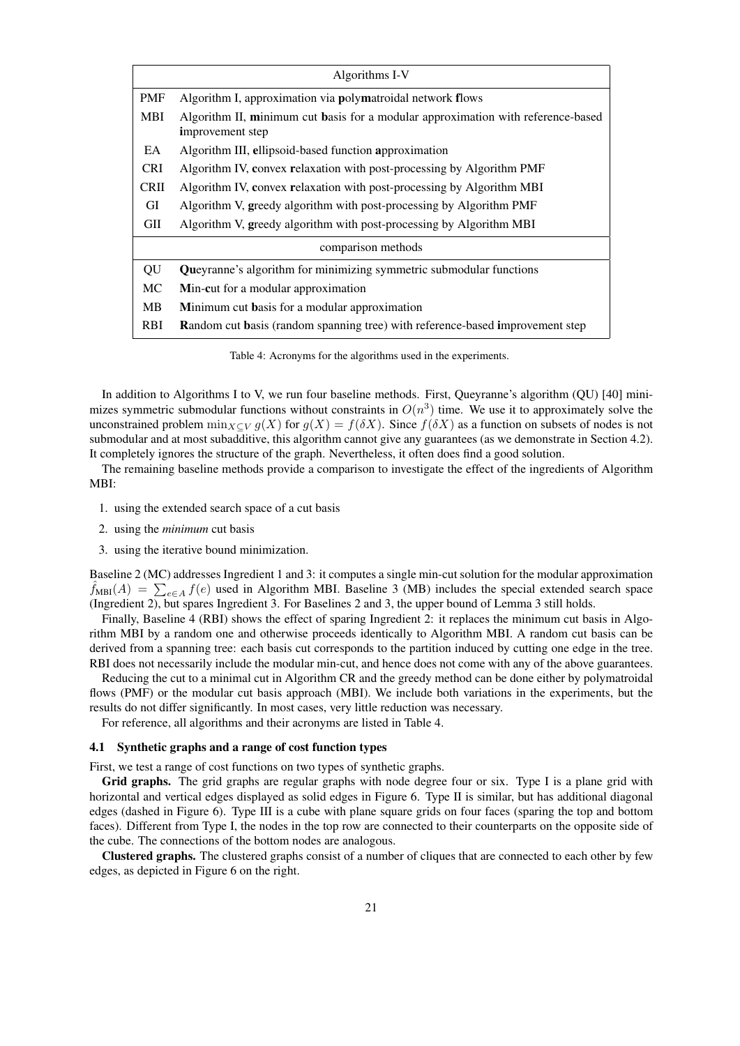| | Algorithms I-V |
|---|---|
| PMF | Algorithm I, approximation via **p**oly**m**atroidal network **f**lows |
| MBI | Algorithm II, **m**inimum cut **b**asis for a modular approximation with reference-based **i**mprovement step |
| EA | Algorithm III, **e**llipsoid-based function **a**pproximation |
| CRI | Algorithm IV, **c**onvex **r**elaxation with post-processing by Algorithm PMF |
| CRII | Algorithm IV, **c**onvex **r**elaxation with post-processing by Algorithm MBI |
| GI | Algorithm V, **g**reedy algorithm with post-processing by Algorithm PMF |
| GII | Algorithm V, **g**reedy algorithm with post-processing by Algorithm MBI |
| | comparison methods |
| QU | **Qu**eyranne's algorithm for minimizing symmetric submodular functions |
| MC | **M**in-**c**ut for a modular approximation |
| MB | **M**inimum cut **b**asis for a modular approximation |
| RBI | **R**andom cut **b**asis (random spanning tree) with reference-based **i**mprovement step |

Table 4: Acronyms for the algorithms used in the experiments.

In addition to Algorithms I to V, we run four baseline methods. First, Queyranne's algorithm (QU) [40] minimizes symmetric submodular functions without constraints in $O(n^3)$ time. We use it to approximately solve the unconstrained problem $\min_{X \subseteq V} g(X)$ for $g(X) = f(\delta X)$. Since $f(\delta X)$ as a function on subsets of nodes is not submodular and at most subadditive, this algorithm cannot give any guarantees (as we demonstrate in Section 4.2). It completely ignores the structure of the graph. Nevertheless, it often does find a good solution.

The remaining baseline methods provide a comparison to investigate the effect of the ingredients of Algorithm MBI:

1. using the extended search space of a cut basis
2. using the *minimum* cut basis
3. using the iterative bound minimization.

Baseline 2 (MC) addresses Ingredient 1 and 3: it computes a single min-cut solution for the modular approximation $\hat{f}_{\text{MBI}}(A) = \sum_{e \in A} f(e)$ used in Algorithm MBI. Baseline 3 (MB) includes the special extended search space (Ingredient 2), but spares Ingredient 3. For Baselines 2 and 3, the upper bound of Lemma 3 still holds.

Finally, Baseline 4 (RBI) shows the effect of sparing Ingredient 2: it replaces the minimum cut basis in Algorithm MBI by a random one and otherwise proceeds identically to Algorithm MBI. A random cut basis can be derived from a spanning tree: each basis cut corresponds to the partition induced by cutting one edge in the tree. RBI does not necessarily include the modular min-cut, and hence does not come with any of the above guarantees.

Reducing the cut to a minimal cut in Algorithm CR and the greedy method can be done either by polymatroidal flows (PMF) or the modular cut basis approach (MBI). We include both variations in the experiments, but the results do not differ significantly. In most cases, very little reduction was necessary.

For reference, all algorithms and their acronyms are listed in Table 4.

### 4.1 Synthetic graphs and a range of cost function types

First, we test a range of cost functions on two types of synthetic graphs.

**Grid graphs.** The grid graphs are regular graphs with node degree four or six. Type I is a plane grid with horizontal and vertical edges displayed as solid edges in Figure 6. Type II is similar, but has additional diagonal edges (dashed in Figure 6). Type III is a cube with plane square grids on four faces (sparing the top and bottom faces). Different from Type I, the nodes in the top row are connected to their counterparts on the opposite side of the cube. The connections of the bottom nodes are analogous.

**Clustered graphs.** The clustered graphs consist of a number of cliques that are connected to each other by few edges, as depicted in Figure 6 on the right.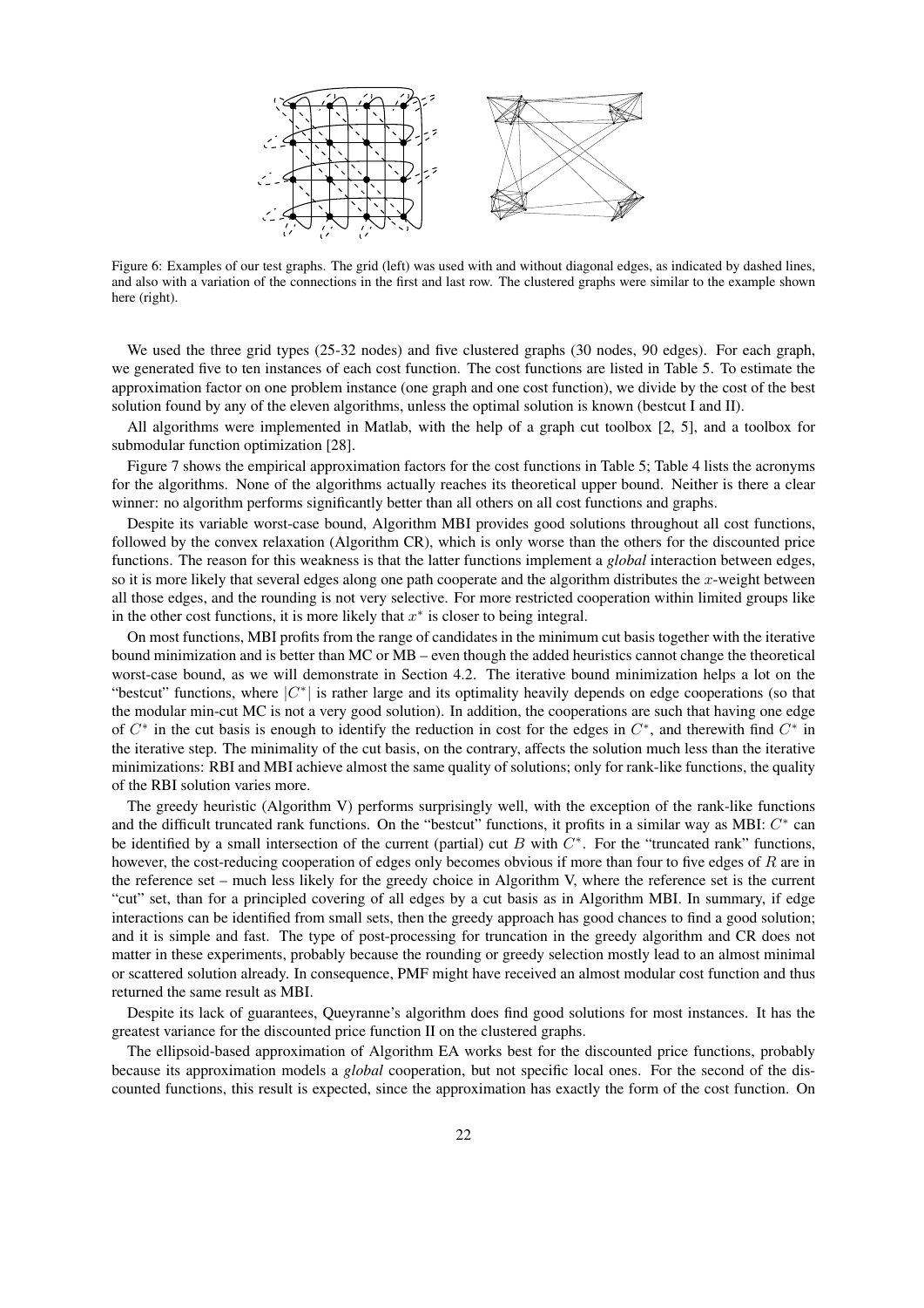Figure 6: Examples of our test graphs. The grid (left) was used with and without diagonal edges, as indicated by dashed lines, and also with a variation of the connections in the first and last row. The clustered graphs were similar to the example shown here (right).

We used the three grid types (25-32 nodes) and five clustered graphs (30 nodes, 90 edges). For each graph, we generated five to ten instances of each cost function. The cost functions are listed in Table 5. To estimate the approximation factor on one problem instance (one graph and one cost function), we divide by the cost of the best solution found by any of the eleven algorithms, unless the optimal solution is known (bestcut I and II).

All algorithms were implemented in Matlab, with the help of a graph cut toolbox [2, 5], and a toolbox for submodular function optimization [28].

Figure 7 shows the empirical approximation factors for the cost functions in Table 5; Table 4 lists the acronyms for the algorithms. None of the algorithms actually reaches its theoretical upper bound. Neither is there a clear winner: no algorithm performs significantly better than all others on all cost functions and graphs.

Despite its variable worst-case bound, Algorithm MBI provides good solutions throughout all cost functions, followed by the convex relaxation (Algorithm CR), which is only worse than the others for the discounted price functions. The reason for this weakness is that the latter functions implement a *global* interaction between edges, so it is more likely that several edges along one path cooperate and the algorithm distributes the $x$-weight between all those edges, and the rounding is not very selective. For more restricted cooperation within limited groups like in the other cost functions, it is more likely that $x^*$ is closer to being integral.

On most functions, MBI profits from the range of candidates in the minimum cut basis together with the iterative bound minimization and is better than MC or MB – even though the added heuristics cannot change the theoretical worst-case bound, as we will demonstrate in Section 4.2. The iterative bound minimization helps a lot on the "bestcut" functions, where $|C^*|$ is rather large and its optimality heavily depends on edge cooperations (so that the modular min-cut MC is not a very good solution). In addition, the cooperations are such that having one edge of $C^*$ in the cut basis is enough to identify the reduction in cost for the edges in $C^*$, and therewith find $C^*$ in the iterative step. The minimality of the cut basis, on the contrary, affects the solution much less than the iterative minimizations: RBI and MBI achieve almost the same quality of solutions; only for rank-like functions, the quality of the RBI solution varies more.

The greedy heuristic (Algorithm V) performs surprisingly well, with the exception of the rank-like functions and the difficult truncated rank functions. On the "bestcut" functions, it profits in a similar way as MBI: $C^*$ can be identified by a small intersection of the current (partial) cut $B$ with $C^*$. For the "truncated rank" functions, however, the cost-reducing cooperation of edges only becomes obvious if more than four to five edges of $R$ are in the reference set – much less likely for the greedy choice in Algorithm V, where the reference set is the current "cut" set, than for a principled covering of all edges by a cut basis as in Algorithm MBI. In summary, if edge interactions can be identified from small sets, then the greedy approach has good chances to find a good solution; and it is simple and fast. The type of post-processing for truncation in the greedy algorithm and CR does not matter in these experiments, probably because the rounding or greedy selection mostly lead to an almost minimal or scattered solution already. In consequence, PMF might have received an almost modular cost function and thus returned the same result as MBI.

Despite its lack of guarantees, Queyranne's algorithm does find good solutions for most instances. It has the greatest variance for the discounted price function II on the clustered graphs.

The ellipsoid-based approximation of Algorithm EA works best for the discounted price functions, probably because its approximation models a *global* cooperation, but not specific local ones. For the second of the discounted functions, this result is expected, since the approximation has exactly the form of the cost function. On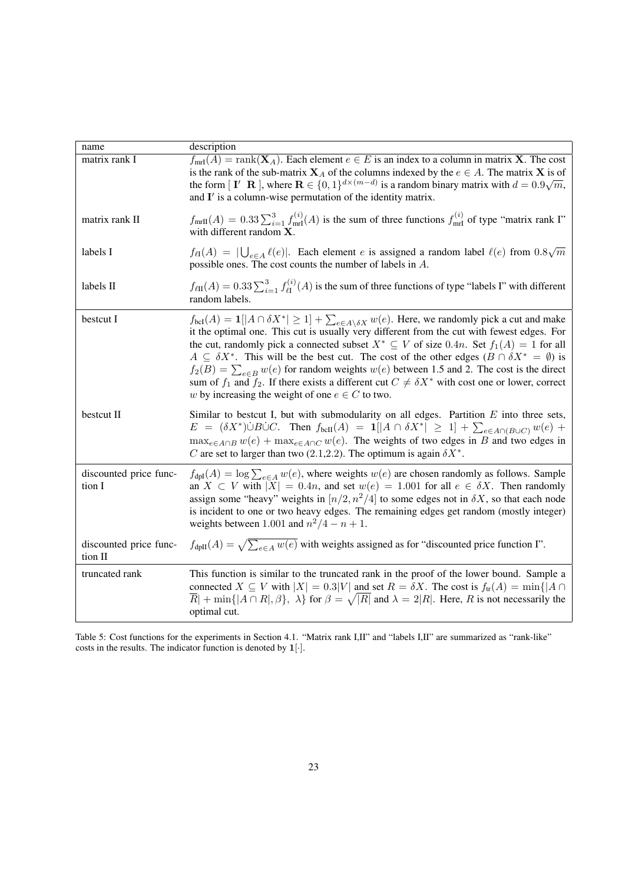| name | description |
|---|---|
| matrix rank I | $f_{\text{mrI}}(A) = \text{rank}(\mathbf{X}_A)$. Each element $e \in E$ is an index to a column in matrix $\mathbf{X}$. The cost is the rank of the sub-matrix $\mathbf{X}_A$ of the columns indexed by the $e \in A$. The matrix $\mathbf{X}$ is of the form $[\,\mathbf{I}' \;\; \mathbf{R}\,]$, where $\mathbf{R} \in \{0,1\}^{d \times (m-d)}$ is a random binary matrix with $d = 0.9\sqrt{m}$, and $\mathbf{I}'$ is a column-wise permutation of the identity matrix. |
| matrix rank II | $f_{\text{mrII}}(A) = 0.33 \sum_{i=1}^{3} f_{\text{mrI}}^{(i)}(A)$ is the sum of three functions $f_{\text{mrI}}^{(i)}$ of type "matrix rank I" with different random $\mathbf{X}$. |
| labels I | $f_{\ell\text{I}}(A) = \lvert \bigcup_{e \in A} \ell(e) \rvert$. Each element $e$ is assigned a random label $\ell(e)$ from $0.8\sqrt{m}$ possible ones. The cost counts the number of labels in $A$. |
| labels II | $f_{\ell\text{II}}(A) = 0.33 \sum_{i=1}^{3} f_{\ell\text{I}}^{(i)}(A)$ is the sum of three functions of type "labels I" with different random labels. |
| bestcut I | $f_{\text{bcI}}(A) = \mathbf{1}[\lvert A \cap \delta X^* \rvert \geq 1] + \sum_{e \in A \setminus \delta X} w(e)$. Here, we randomly pick a cut and make it the optimal one. This cut is usually very different from the cut with fewest edges. For the cut, randomly pick a connected subset $X^* \subseteq V$ of size $0.4n$. Set $f_1(A) = 1$ for all $A \subseteq \delta X^*$. This will be the best cut. The cost of the other edges ($B \cap \delta X^* = \emptyset$) is $f_2(B) = \sum_{e \in B} w(e)$ for random weights $w(e)$ between 1.5 and 2. The cost is the direct sum of $f_1$ and $f_2$. If there exists a different cut $C \neq \delta X^*$ with cost one or lower, correct $w$ by increasing the weight of one $e \in C$ to two. |
| bestcut II | Similar to bestcut I, but with submodularity on all edges. Partition $E$ into three sets, $E = (\delta X^*) \dot\cup B \dot\cup C$. Then $f_{\text{bcII}}(A) = \mathbf{1}[\lvert A \cap \delta X^* \rvert \geq 1] + \sum_{e \in A \cap (B \cup C)} w(e) + \max_{e \in A \cap B} w(e) + \max_{e \in A \cap C} w(e)$. The weights of two edges in $B$ and two edges in $C$ are set to larger than two (2.1,2.2). The optimum is again $\delta X^*$. |
| discounted price function I | $f_{\text{dpI}}(A) = \log \sum_{e \in A} w(e)$, where weights $w(e)$ are chosen randomly as follows. Sample an $X \subset V$ with $\lvert X \rvert = 0.4n$, and set $w(e) = 1.001$ for all $e \in \delta X$. Then randomly assign some "heavy" weights in $[n/2, n^2/4]$ to some edges not in $\delta X$, so that each node is incident to one or two heavy edges. The remaining edges get random (mostly integer) weights between 1.001 and $n^2/4 - n + 1$. |
| discounted price function II | $f_{\text{dpII}}(A) = \sqrt{\sum_{e \in A} w(e)}$ with weights assigned as for "discounted price function I". |
| truncated rank | This function is similar to the truncated rank in the proof of the lower bound. Sample a connected $X \subseteq V$ with $\lvert X \rvert = 0.3\lvert V \rvert$ and set $R = \delta X$. The cost is $f_{\text{tr}}(A) = \min\{\lvert A \cap \overline{R} \rvert + \min\{\lvert A \cap R \rvert, \beta\},\ \lambda\}$ for $\beta = \sqrt{\lvert R \rvert}$ and $\lambda = 2\lvert R \rvert$. Here, $R$ is not necessarily the optimal cut. |

Table 5: Cost functions for the experiments in Section 4.1. "Matrix rank I,II" and "labels I,II" are summarized as "rank-like" costs in the results. The indicator function is denoted by $\mathbf{1}[\cdot]$.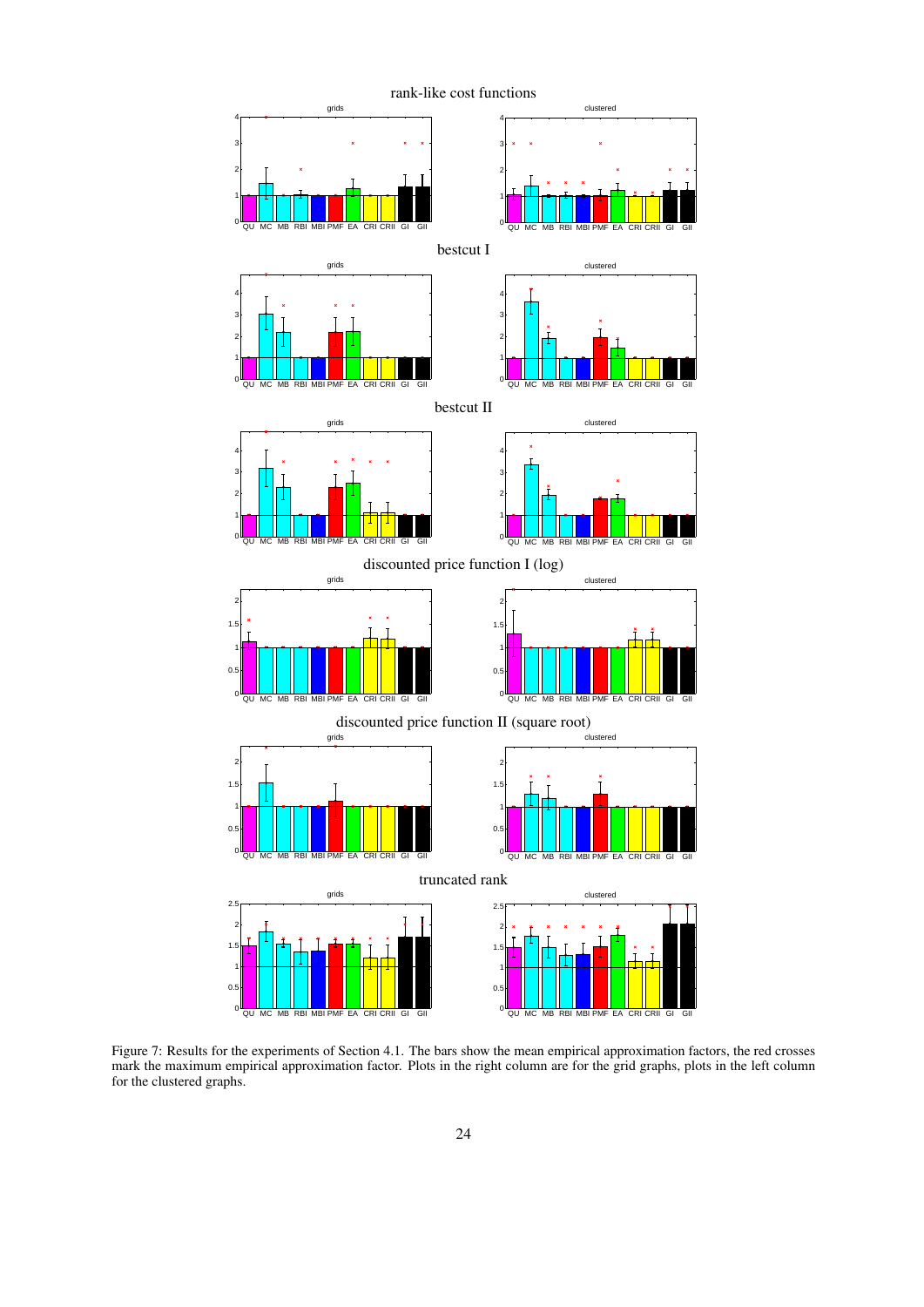rank-like cost functions

bestcut I

bestcut II

discounted price function I (log)

discounted price function II (square root)

truncated rank

Figure 7: Results for the experiments of Section 4.1. The bars show the mean empirical approximation factors, the red crosses mark the maximum empirical approximation factor. Plots in the right column are for the grid graphs, plots in the left column for the clustered graphs.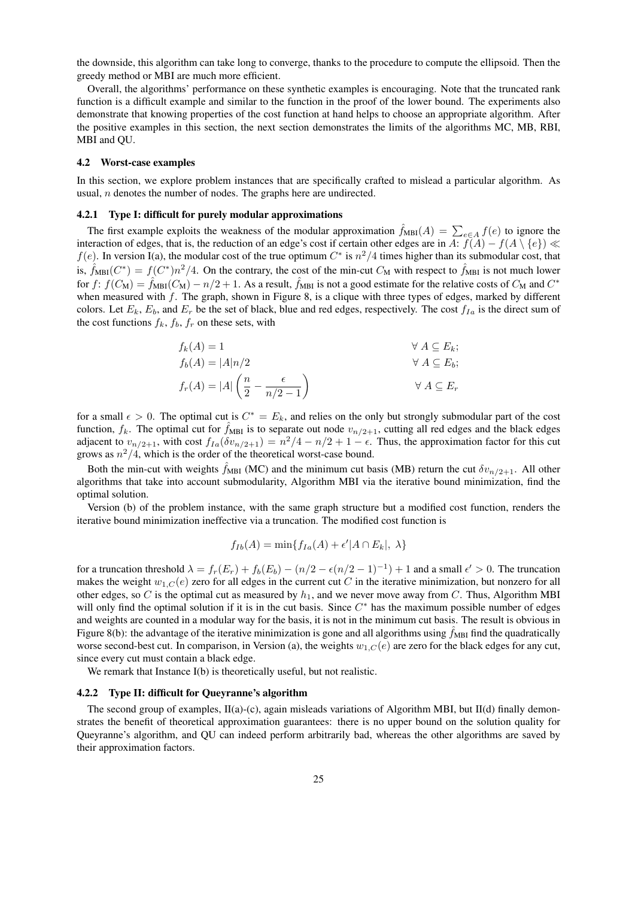the downside, this algorithm can take long to converge, thanks to the procedure to compute the ellipsoid. Then the greedy method or MBI are much more efficient.

Overall, the algorithms' performance on these synthetic examples is encouraging. Note that the truncated rank function is a difficult example and similar to the function in the proof of the lower bound. The experiments also demonstrate that knowing properties of the cost function at hand helps to choose an appropriate algorithm. After the positive examples in this section, the next section demonstrates the limits of the algorithms MC, MB, RBI, MBI and QU.

### 4.2 Worst-case examples

In this section, we explore problem instances that are specifically crafted to mislead a particular algorithm. As usual, $n$ denotes the number of nodes. The graphs here are undirected.

#### 4.2.1 Type I: difficult for purely modular approximations

The first example exploits the weakness of the modular approximation $\hat{f}_{\text{MBI}}(A) = \sum_{e \in A} f(e)$ to ignore the interaction of edges, that is, the reduction of an edge's cost if certain other edges are in $A$: $f(A) - f(A \setminus \{e\}) \ll f(e)$. In version I(a), the modular cost of the true optimum $C^*$ is $n^2/4$ times higher than its submodular cost, that is, $\hat{f}_{\text{MBI}}(C^*) = f(C^*)n^2/4$. On the contrary, the cost of the min-cut $C_{\text{M}}$ with respect to $\hat{f}_{\text{MBI}}$ is not much lower for $f$: $f(C_{\text{M}}) = \hat{f}_{\text{MBI}}(C_{\text{M}}) - n/2 + 1$. As a result, $\hat{f}_{\text{MBI}}$ is not a good estimate for the relative costs of $C_{\text{M}}$ and $C^*$ when measured with $f$. The graph, shown in Figure 8, is a clique with three types of edges, marked by different colors. Let $E_k$, $E_b$, and $E_r$ be the set of black, blue and red edges, respectively. The cost $f_{Ia}$ is the direct sum of the cost functions $f_k$, $f_b$, $f_r$ on these sets, with

$$
\begin{aligned}
f_k(A) &= 1 && \forall\ A \subseteq E_k; \\
f_b(A) &= |A|n/2 && \forall\ A \subseteq E_b; \\
f_r(A) &= |A|\left(\frac{n}{2} - \frac{\epsilon}{n/2-1}\right) && \forall\ A \subseteq E_r
\end{aligned}
$$

for a small $\epsilon > 0$. The optimal cut is $C^* = E_k$, and relies on the only but strongly submodular part of the cost function, $f_k$. The optimal cut for $\hat{f}_{\text{MBI}}$ is to separate out node $v_{n/2+1}$, cutting all red edges and the black edges adjacent to $v_{n/2+1}$, with cost $f_{Ia}(\delta v_{n/2+1}) = n^2/4 - n/2 + 1 - \epsilon$. Thus, the approximation factor for this cut grows as $n^2/4$, which is the order of the theoretical worst-case bound.

Both the min-cut with weights $\hat{f}_{\text{MBI}}$ (MC) and the minimum cut basis (MB) return the cut $\delta v_{n/2+1}$. All other algorithms that take into account submodularity, Algorithm MBI via the iterative bound minimization, find the optimal solution.

Version (b) of the problem instance, with the same graph structure but a modified cost function, renders the iterative bound minimization ineffective via a truncation. The modified cost function is

$$
f_{Ib}(A) = \min\{f_{Ia}(A) + \epsilon'|A \cap E_k|,\ \lambda\}
$$

for a truncation threshold $\lambda = f_r(E_r) + f_b(E_b) - (n/2 - \epsilon(n/2-1)^{-1}) + 1$ and a small $\epsilon' > 0$. The truncation makes the weight $w_{1,C}(e)$ zero for all edges in the current cut $C$ in the iterative minimization, but nonzero for all other edges, so $C$ is the optimal cut as measured by $h_1$, and we never move away from $C$. Thus, Algorithm MBI will only find the optimal solution if it is in the cut basis. Since $C^*$ has the maximum possible number of edges and weights are counted in a modular way for the basis, it is not in the minimum cut basis. The result is obvious in Figure 8(b): the advantage of the iterative minimization is gone and all algorithms using $\hat{f}_{\text{MBI}}$ find the quadratically worse second-best cut. In comparison, in Version (a), the weights $w_{1,C}(e)$ are zero for the black edges for any cut, since every cut must contain a black edge.

We remark that Instance I(b) is theoretically useful, but not realistic.

#### 4.2.2 Type II: difficult for Queyranne's algorithm

The second group of examples, II(a)-(c), again misleads variations of Algorithm MBI, but II(d) finally demonstrates the benefit of theoretical approximation guarantees: there is no upper bound on the solution quality for Queyranne's algorithm, and QU can indeed perform arbitrarily bad, whereas the other algorithms are saved by their approximation factors.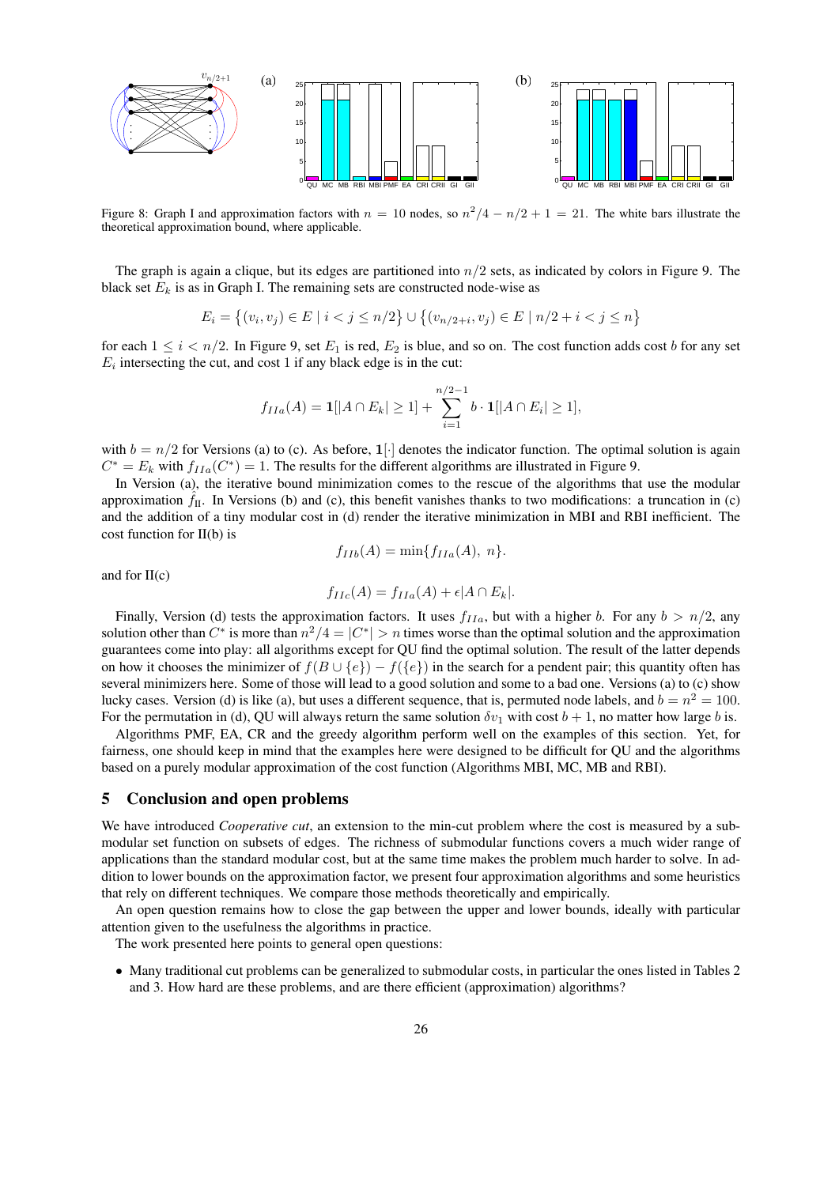Figure 8: Graph I and approximation factors with $n = 10$ nodes, so $n^2/4 - n/2 + 1 = 21$. The white bars illustrate the theoretical approximation bound, where applicable.

The graph is again a clique, but its edges are partitioned into $n/2$ sets, as indicated by colors in Figure 9. The black set $E_k$ is as in Graph I. The remaining sets are constructed node-wise as

$$E_i = \{(v_i, v_j) \in E \mid i < j \leq n/2\} \cup \{(v_{n/2+i}, v_j) \in E \mid n/2 + i < j \leq n\}$$

for each $1 \leq i < n/2$. In Figure 9, set $E_1$ is red, $E_2$ is blue, and so on. The cost function adds cost $b$ for any set $E_i$ intersecting the cut, and cost 1 if any black edge is in the cut:

$$f_{IIa}(A) = \mathbf{1}[|A \cap E_k| \geq 1] + \sum_{i=1}^{n/2-1} b \cdot \mathbf{1}[|A \cap E_i| \geq 1],$$

with $b = n/2$ for Versions (a) to (c). As before, $\mathbf{1}[\cdot]$ denotes the indicator function. The optimal solution is again $C^* = E_k$ with $f_{IIa}(C^*) = 1$. The results for the different algorithms are illustrated in Figure 9.

In Version (a), the iterative bound minimization comes to the rescue of the algorithms that use the modular approximation $\hat{f}_{\text{II}}$. In Versions (b) and (c), this benefit vanishes thanks to two modifications: a truncation in (c) and the addition of a tiny modular cost in (d) render the iterative minimization in MBI and RBI inefficient. The cost function for II(b) is

$$f_{IIb}(A) = \min\{f_{IIa}(A),\ n\}.$$

and for II(c)

$$f_{IIc}(A) = f_{IIa}(A) + \epsilon|A \cap E_k|.$$

Finally, Version (d) tests the approximation factors. It uses $f_{IIa}$, but with a higher $b$. For any $b > n/2$, any solution other than $C^*$ is more than $n^2/4 = |C^*| > n$ times worse than the optimal solution and the approximation guarantees come into play: all algorithms except for QU find the optimal solution. The result of the latter depends on how it chooses the minimizer of $f(B \cup \{e\}) - f(\{e\})$ in the search for a pendent pair; this quantity often has several minimizers here. Some of those will lead to a good solution and some to a bad one. Versions (a) to (c) show lucky cases. Version (d) is like (a), but uses a different sequence, that is, permuted node labels, and $b = n^2 = 100$. For the permutation in (d), QU will always return the same solution $\delta v_1$ with cost $b + 1$, no matter how large $b$ is.

Algorithms PMF, EA, CR and the greedy algorithm perform well on the examples of this section. Yet, for fairness, one should keep in mind that the examples here were designed to be difficult for QU and the algorithms based on a purely modular approximation of the cost function (Algorithms MBI, MC, MB and RBI).

## 5 Conclusion and open problems

We have introduced *Cooperative cut*, an extension to the min-cut problem where the cost is measured by a submodular set function on subsets of edges. The richness of submodular functions covers a much wider range of applications than the standard modular cost, but at the same time makes the problem much harder to solve. In addition to lower bounds on the approximation factor, we present four approximation algorithms and some heuristics that rely on different techniques. We compare those methods theoretically and empirically.

An open question remains how to close the gap between the upper and lower bounds, ideally with particular attention given to the usefulness the algorithms in practice.

The work presented here points to general open questions:

- Many traditional cut problems can be generalized to submodular costs, in particular the ones listed in Tables 2 and 3. How hard are these problems, and are there efficient (approximation) algorithms?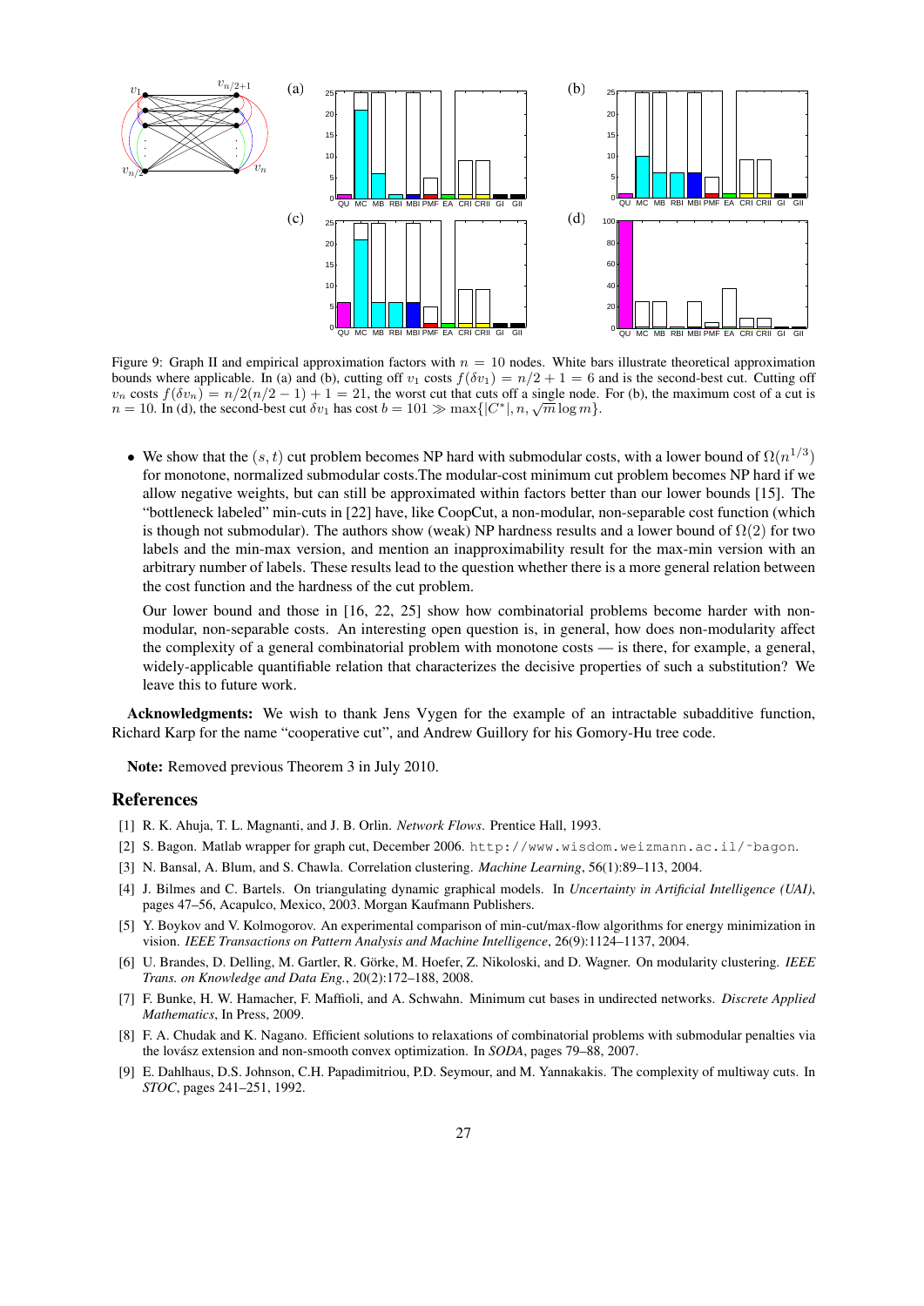Figure 9: Graph II and empirical approximation factors with $n = 10$ nodes. White bars illustrate theoretical approximation bounds where applicable. In (a) and (b), cutting off $v_1$ costs $f(\delta v_1) = n/2 + 1 = 6$ and is the second-best cut. Cutting off $v_n$ costs $f(\delta v_n) = n/2(n/2 - 1) + 1 = 21$, the worst cut that cuts off a single node. For (b), the maximum cost of a cut is $n = 10$. In (d), the second-best cut $\delta v_1$ has cost $b = 101 \gg \max\{|C^*|, n, \sqrt{m} \log m\}$.

- We show that the $(s,t)$ cut problem becomes NP hard with submodular costs, with a lower bound of $\Omega(n^{1/3})$ for monotone, normalized submodular costs.The modular-cost minimum cut problem becomes NP hard if we allow negative weights, but can still be approximated within factors better than our lower bounds [15]. The "bottleneck labeled" min-cuts in [22] have, like CoopCut, a non-modular, non-separable cost function (which is though not submodular). The authors show (weak) NP hardness results and a lower bound of $\Omega(2)$ for two labels and the min-max version, and mention an inapproximability result for the max-min version with an arbitrary number of labels. These results lead to the question whether there is a more general relation between the cost function and the hardness of the cut problem.

  Our lower bound and those in [16, 22, 25] show how combinatorial problems become harder with non-modular, non-separable costs. An interesting open question is, in general, how does non-modularity affect the complexity of a general combinatorial problem with monotone costs — is there, for example, a general, widely-applicable quantifiable relation that characterizes the decisive properties of such a substitution? We leave this to future work.

**Acknowledgments:** We wish to thank Jens Vygen for the example of an intractable subadditive function, Richard Karp for the name "cooperative cut", and Andrew Guillory for his Gomory-Hu tree code.

**Note:** Removed previous Theorem 3 in July 2010.

## References

[1] R. K. Ahuja, T. L. Magnanti, and J. B. Orlin. *Network Flows*. Prentice Hall, 1993.

[2] S. Bagon. Matlab wrapper for graph cut, December 2006. `http://www.wisdom.weizmann.ac.il/~bagon`.

[3] N. Bansal, A. Blum, and S. Chawla. Correlation clustering. *Machine Learning*, 56(1):89–113, 2004.

[4] J. Bilmes and C. Bartels. On triangulating dynamic graphical models. In *Uncertainty in Artificial Intelligence (UAI)*, pages 47–56, Acapulco, Mexico, 2003. Morgan Kaufmann Publishers.

[5] Y. Boykov and V. Kolmogorov. An experimental comparison of min-cut/max-flow algorithms for energy minimization in vision. *IEEE Transactions on Pattern Analysis and Machine Intelligence*, 26(9):1124–1137, 2004.

[6] U. Brandes, D. Delling, M. Gartler, R. Görke, M. Hoefer, Z. Nikoloski, and D. Wagner. On modularity clustering. *IEEE Trans. on Knowledge and Data Eng.*, 20(2):172–188, 2008.

[7] F. Bunke, H. W. Hamacher, F. Maffioli, and A. Schwahn. Minimum cut bases in undirected networks. *Discrete Applied Mathematics*, In Press, 2009.

[8] F. A. Chudak and K. Nagano. Efficient solutions to relaxations of combinatorial problems with submodular penalties via the lovász extension and non-smooth convex optimization. In *SODA*, pages 79–88, 2007.

[9] E. Dahlhaus, D.S. Johnson, C.H. Papadimitriou, P.D. Seymour, and M. Yannakakis. The complexity of multiway cuts. In *STOC*, pages 241–251, 1992.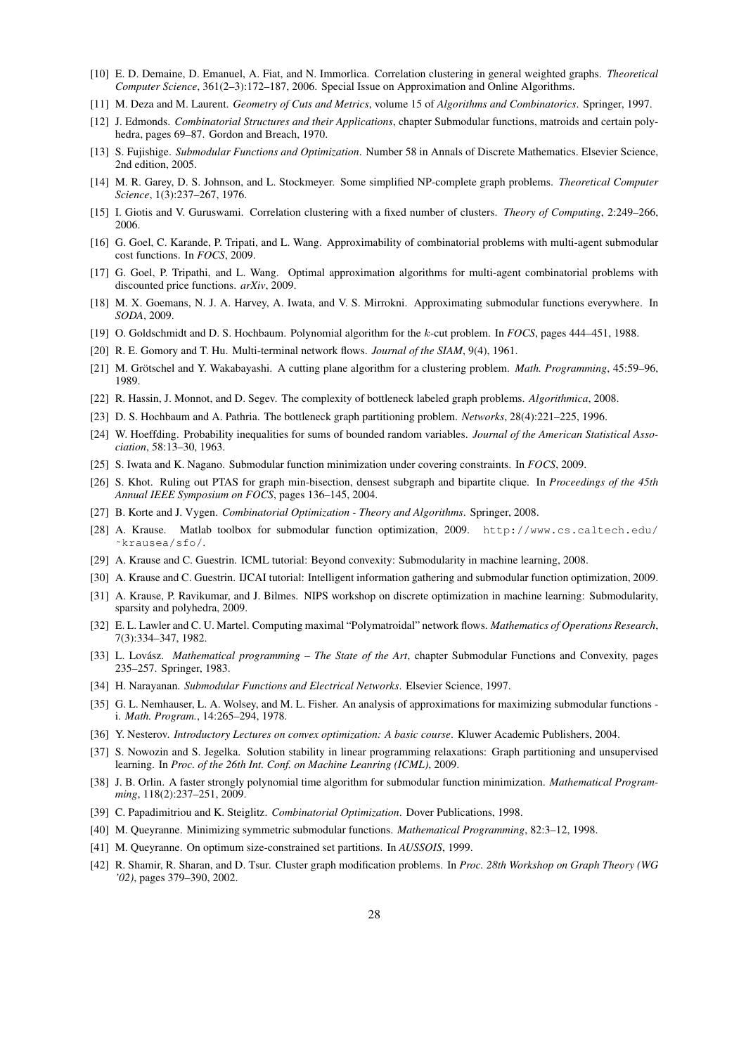[10] E. D. Demaine, D. Emanuel, A. Fiat, and N. Immorlica. Correlation clustering in general weighted graphs. *Theoretical Computer Science*, 361(2–3):172–187, 2006. Special Issue on Approximation and Online Algorithms.

[11] M. Deza and M. Laurent. *Geometry of Cuts and Metrics*, volume 15 of *Algorithms and Combinatorics*. Springer, 1997.

[12] J. Edmonds. *Combinatorial Structures and their Applications*, chapter Submodular functions, matroids and certain polyhedra, pages 69–87. Gordon and Breach, 1970.

[13] S. Fujishige. *Submodular Functions and Optimization*. Number 58 in Annals of Discrete Mathematics. Elsevier Science, 2nd edition, 2005.

[14] M. R. Garey, D. S. Johnson, and L. Stockmeyer. Some simplified NP-complete graph problems. *Theoretical Computer Science*, 1(3):237–267, 1976.

[15] I. Giotis and V. Guruswami. Correlation clustering with a fixed number of clusters. *Theory of Computing*, 2:249–266, 2006.

[16] G. Goel, C. Karande, P. Tripati, and L. Wang. Approximability of combinatorial problems with multi-agent submodular cost functions. In *FOCS*, 2009.

[17] G. Goel, P. Tripathi, and L. Wang. Optimal approximation algorithms for multi-agent combinatorial problems with discounted price functions. *arXiv*, 2009.

[18] M. X. Goemans, N. J. A. Harvey, A. Iwata, and V. S. Mirrokni. Approximating submodular functions everywhere. In *SODA*, 2009.

[19] O. Goldschmidt and D. S. Hochbaum. Polynomial algorithm for the $k$-cut problem. In *FOCS*, pages 444–451, 1988.

[20] R. E. Gomory and T. Hu. Multi-terminal network flows. *Journal of the SIAM*, 9(4), 1961.

[21] M. Grötschel and Y. Wakabayashi. A cutting plane algorithm for a clustering problem. *Math. Programming*, 45:59–96, 1989.

[22] R. Hassin, J. Monnot, and D. Segev. The complexity of bottleneck labeled graph problems. *Algorithmica*, 2008.

[23] D. S. Hochbaum and A. Pathria. The bottleneck graph partitioning problem. *Networks*, 28(4):221–225, 1996.

[24] W. Hoeffding. Probability inequalities for sums of bounded random variables. *Journal of the American Statistical Association*, 58:13–30, 1963.

[25] S. Iwata and K. Nagano. Submodular function minimization under covering constraints. In *FOCS*, 2009.

[26] S. Khot. Ruling out PTAS for graph min-bisection, densest subgraph and bipartite clique. In *Proceedings of the 45th Annual IEEE Symposium on FOCS*, pages 136–145, 2004.

[27] B. Korte and J. Vygen. *Combinatorial Optimization - Theory and Algorithms*. Springer, 2008.

[28] A. Krause. Matlab toolbox for submodular function optimization, 2009. `http://www.cs.caltech.edu/~krausea/sfo/`.

[29] A. Krause and C. Guestrin. ICML tutorial: Beyond convexity: Submodularity in machine learning, 2008.

[30] A. Krause and C. Guestrin. IJCAI tutorial: Intelligent information gathering and submodular function optimization, 2009.

[31] A. Krause, P. Ravikumar, and J. Bilmes. NIPS workshop on discrete optimization in machine learning: Submodularity, sparsity and polyhedra, 2009.

[32] E. L. Lawler and C. U. Martel. Computing maximal "Polymatroidal" network flows. *Mathematics of Operations Research*, 7(3):334–347, 1982.

[33] L. Lovász. *Mathematical programming – The State of the Art*, chapter Submodular Functions and Convexity, pages 235–257. Springer, 1983.

[34] H. Narayanan. *Submodular Functions and Electrical Networks*. Elsevier Science, 1997.

[35] G. L. Nemhauser, L. A. Wolsey, and M. L. Fisher. An analysis of approximations for maximizing submodular functions - i. *Math. Program.*, 14:265–294, 1978.

[36] Y. Nesterov. *Introductory Lectures on convex optimization: A basic course*. Kluwer Academic Publishers, 2004.

[37] S. Nowozin and S. Jegelka. Solution stability in linear programming relaxations: Graph partitioning and unsupervised learning. In *Proc. of the 26th Int. Conf. on Machine Leanring (ICML)*, 2009.

[38] J. B. Orlin. A faster strongly polynomial time algorithm for submodular function minimization. *Mathematical Programming*, 118(2):237–251, 2009.

[39] C. Papadimitriou and K. Steiglitz. *Combinatorial Optimization*. Dover Publications, 1998.

[40] M. Queyranne. Minimizing symmetric submodular functions. *Mathematical Programming*, 82:3–12, 1998.

[41] M. Queyranne. On optimum size-constrained set partitions. In *AUSSOIS*, 1999.

[42] R. Shamir, R. Sharan, and D. Tsur. Cluster graph modification problems. In *Proc. 28th Workshop on Graph Theory (WG '02)*, pages 379–390, 2002.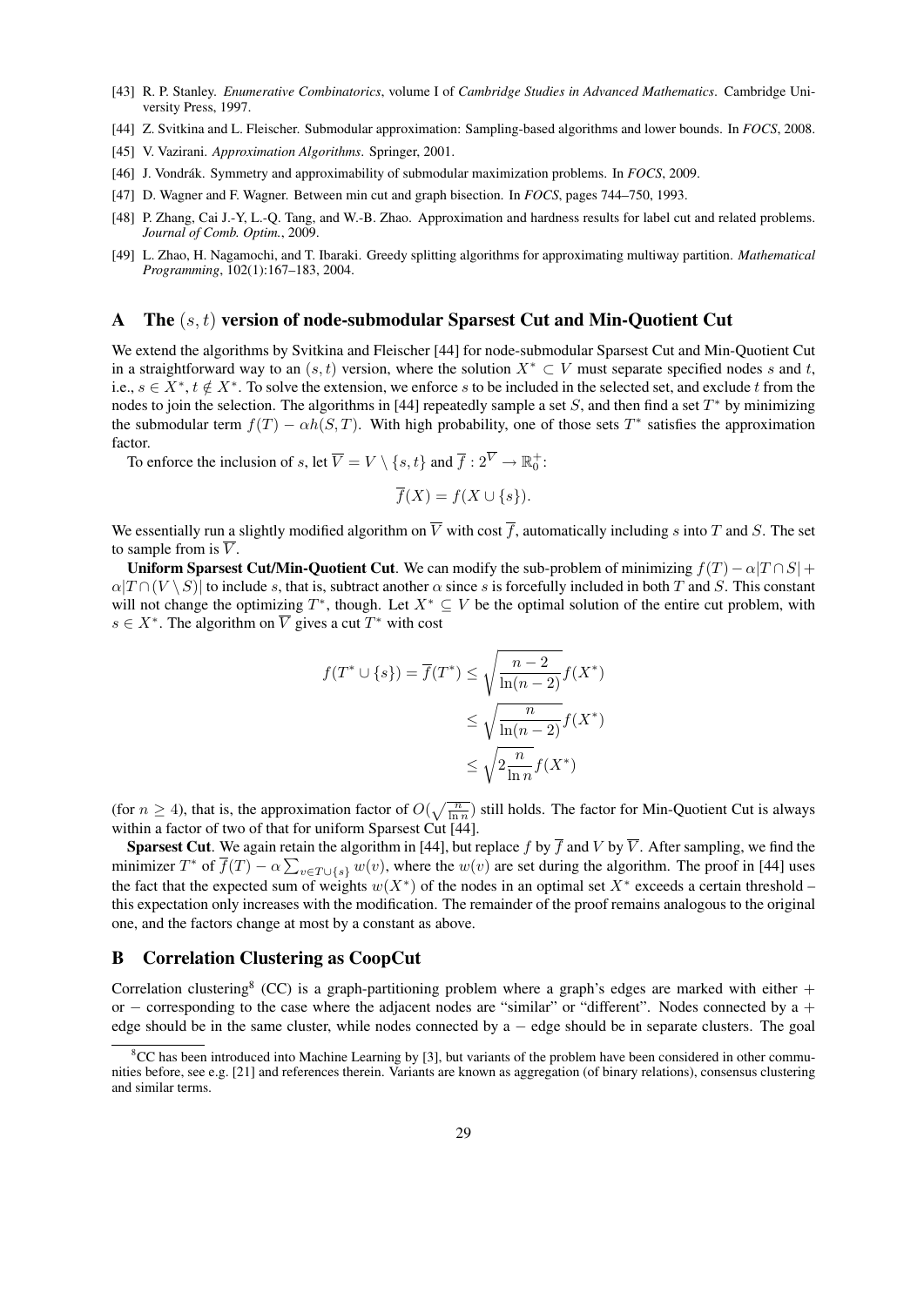[43] R. P. Stanley. *Enumerative Combinatorics*, volume I of *Cambridge Studies in Advanced Mathematics*. Cambridge University Press, 1997.

[44] Z. Svitkina and L. Fleischer. Submodular approximation: Sampling-based algorithms and lower bounds. In *FOCS*, 2008.

[45] V. Vazirani. *Approximation Algorithms*. Springer, 2001.

[46] J. Vondrák. Symmetry and approximability of submodular maximization problems. In *FOCS*, 2009.

[47] D. Wagner and F. Wagner. Between min cut and graph bisection. In *FOCS*, pages 744–750, 1993.

[48] P. Zhang, Cai J.-Y, L.-Q. Tang, and W.-B. Zhao. Approximation and hardness results for label cut and related problems. *Journal of Comb. Optim.*, 2009.

[49] L. Zhao, H. Nagamochi, and T. Ibaraki. Greedy splitting algorithms for approximating multiway partition. *Mathematical Programming*, 102(1):167–183, 2004.

## A The $(s,t)$ version of node-submodular Sparsest Cut and Min-Quotient Cut

We extend the algorithms by Svitkina and Fleischer [44] for node-submodular Sparsest Cut and Min-Quotient Cut in a straightforward way to an $(s,t)$ version, where the solution $X^* \subset V$ must separate specified nodes $s$ and $t$, i.e., $s \in X^*$, $t \notin X^*$. To solve the extension, we enforce $s$ to be included in the selected set, and exclude $t$ from the nodes to join the selection. The algorithms in [44] repeatedly sample a set $S$, and then find a set $T^*$ by minimizing the submodular term $f(T) - \alpha h(S,T)$. With high probability, one of those sets $T^*$ satisfies the approximation factor.

To enforce the inclusion of $s$, let $\overline{V} = V \setminus \{s,t\}$ and $\overline{f} : 2^{\overline{V}} \to \mathbb{R}_0^+$:

$$\overline{f}(X) = f(X \cup \{s\}).$$

We essentially run a slightly modified algorithm on $\overline{V}$ with cost $\overline{f}$, automatically including $s$ into $T$ and $S$. The set to sample from is $\overline{V}$.

**Uniform Sparsest Cut/Min-Quotient Cut**. We can modify the sub-problem of minimizing $f(T) - \alpha|T \cap S| + \alpha|T \cap (V \setminus S)|$ to include $s$, that is, subtract another $\alpha$ since $s$ is forcefully included in both $T$ and $S$. This constant will not change the optimizing $T^*$, though. Let $X^* \subseteq V$ be the optimal solution of the entire cut problem, with $s \in X^*$. The algorithm on $\overline{V}$ gives a cut $T^*$ with cost

$$\begin{aligned}
f(T^* \cup \{s\}) = \overline{f}(T^*) &\leq \sqrt{\frac{n-2}{\ln(n-2)}} f(X^*) \\
&\leq \sqrt{\frac{n}{\ln(n-2)}} f(X^*) \\
&\leq \sqrt{2\frac{n}{\ln n}} f(X^*)
\end{aligned}$$

(for $n \geq 4$), that is, the approximation factor of $O(\sqrt{\frac{n}{\ln n}})$ still holds. The factor for Min-Quotient Cut is always within a factor of two of that for uniform Sparsest Cut [44].

**Sparsest Cut**. We again retain the algorithm in [44], but replace $f$ by $\overline{f}$ and $V$ by $\overline{V}$. After sampling, we find the minimizer $T^*$ of $\overline{f}(T) - \alpha \sum_{v \in T \cup \{s\}} w(v)$, where the $w(v)$ are set during the algorithm. The proof in [44] uses the fact that the expected sum of weights $w(X^*)$ of the nodes in an optimal set $X^*$ exceeds a certain threshold – this expectation only increases with the modification. The remainder of the proof remains analogous to the original one, and the factors change at most by a constant as above.

## B Correlation Clustering as CoopCut

Correlation clustering[8] (CC) is a graph-partitioning problem where a graph's edges are marked with either $+$ or $-$ corresponding to the case where the adjacent nodes are "similar" or "different". Nodes connected by a $+$ edge should be in the same cluster, while nodes connected by a $-$ edge should be in separate clusters. The goal

[8] CC has been introduced into Machine Learning by [3], but variants of the problem have been considered in other communities before, see e.g. [21] and references therein. Variants are known as aggregation (of binary relations), consensus clustering and similar terms.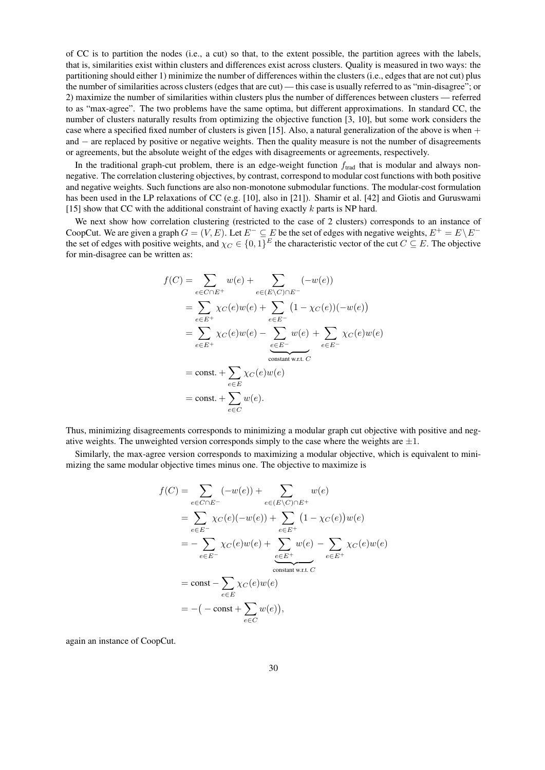of CC is to partition the nodes (i.e., a cut) so that, to the extent possible, the partition agrees with the labels, that is, similarities exist within clusters and differences exist across clusters. Quality is measured in two ways: the partitioning should either 1) minimize the number of differences within the clusters (i.e., edges that are not cut) plus the number of similarities across clusters (edges that are cut) — this case is usually referred to as "min-disagree"; or 2) maximize the number of similarities within clusters plus the number of differences between clusters — referred to as "max-agree". The two problems have the same optima, but different approximations. In standard CC, the number of clusters naturally results from optimizing the objective function [3, 10], but some work considers the case where a specified fixed number of clusters is given [15]. Also, a natural generalization of the above is when $+$ and $-$ are replaced by positive or negative weights. Then the quality measure is not the number of disagreements or agreements, but the absolute weight of the edges with disagreements or agreements, respectively.

In the traditional graph-cut problem, there is an edge-weight function $f_{\text{trad}}$ that is modular and always non-negative. The correlation clustering objectives, by contrast, correspond to modular cost functions with both positive and negative weights. Such functions are also non-monotone submodular functions. The modular-cost formulation has been used in the LP relaxations of CC (e.g. [10], also in [21]). Shamir et al. [42] and Giotis and Guruswami [15] show that CC with the additional constraint of having exactly $k$ parts is NP hard.

We next show how correlation clustering (restricted to the case of 2 clusters) corresponds to an instance of CoopCut. We are given a graph $G = (V, E)$. Let $E^- \subseteq E$ be the set of edges with negative weights, $E^+ = E \setminus E^-$ the set of edges with positive weights, and $\chi_C \in \{0, 1\}^E$ the characteristic vector of the cut $C \subseteq E$. The objective for min-disagree can be written as:

$$
\begin{aligned}
f(C) &= \sum_{e \in C \cap E^+} w(e) + \sum_{e \in (E \setminus C) \cap E^-} (-w(e)) \\
&= \sum_{e \in E^+} \chi_C(e) w(e) + \sum_{e \in E^-} \big(1 - \chi_C(e))(-w(e)\big) \\
&= \sum_{e \in E^+} \chi_C(e) w(e) - \underbrace{\sum_{e \in E^-} w(e)}_{\text{constant w.r.t. } C} + \sum_{e \in E^-} \chi_C(e) w(e) \\
&= \text{const.} + \sum_{e \in E} \chi_C(e) w(e) \\
&= \text{const.} + \sum_{e \in C} w(e).
\end{aligned}
$$

Thus, minimizing disagreements corresponds to minimizing a modular graph cut objective with positive and negative weights. The unweighted version corresponds simply to the case where the weights are $\pm 1$.

Similarly, the max-agree version corresponds to maximizing a modular objective, which is equivalent to minimizing the same modular objective times minus one. The objective to maximize is

$$
\begin{aligned}
f(C) &= \sum_{e \in C \cap E^-} (-w(e)) + \sum_{e \in (E \setminus C) \cap E^+} w(e) \\
&= \sum_{e \in E^-} \chi_C(e)(-w(e)) + \sum_{e \in E^+} \big(1 - \chi_C(e)\big) w(e) \\
&= -\sum_{e \in E^-} \chi_C(e) w(e) + \underbrace{\sum_{e \in E^+} w(e)}_{\text{constant w.r.t. } C} - \sum_{e \in E^+} \chi_C(e) w(e) \\
&= \text{const} - \sum_{e \in E} \chi_C(e) w(e) \\
&= -\big( -\text{const} + \sum_{e \in C} w(e) \big),
\end{aligned}
$$

again an instance of CoopCut.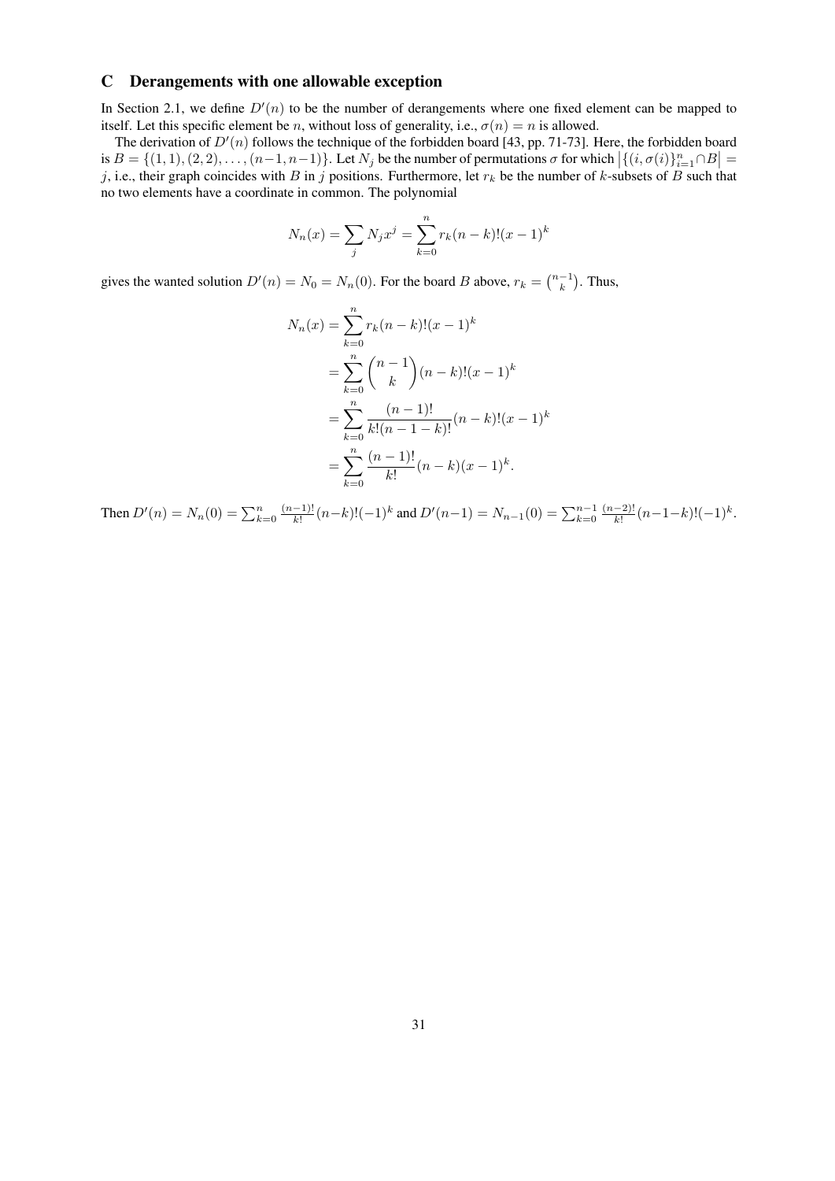# C Derangements with one allowable exception

In Section 2.1, we define $D'(n)$ to be the number of derangements where one fixed element can be mapped to itself. Let this specific element be $n$, without loss of generality, i.e., $\sigma(n) = n$ is allowed.

The derivation of $D'(n)$ follows the technique of the forbidden board [43, pp. 71-73]. Here, the forbidden board is $B = \{(1, 1), (2, 2), \ldots, (n-1, n-1)\}$. Let $N_j$ be the number of permutations $\sigma$ for which $\left|\{(i, \sigma(i)\}_{i=1}^{n} \cap B\right| = j$, i.e., their graph coincides with $B$ in $j$ positions. Furthermore, let $r_k$ be the number of $k$-subsets of $B$ such that no two elements have a coordinate in common. The polynomial

$$N_n(x) = \sum_j N_j x^j = \sum_{k=0}^{n} r_k (n-k)!(x-1)^k$$

gives the wanted solution $D'(n) = N_0 = N_n(0)$. For the board $B$ above, $r_k = \binom{n-1}{k}$. Thus,

$$\begin{aligned}
N_n(x) &= \sum_{k=0}^{n} r_k (n-k)!(x-1)^k \\
&= \sum_{k=0}^{n} \binom{n-1}{k} (n-k)!(x-1)^k \\
&= \sum_{k=0}^{n} \frac{(n-1)!}{k!(n-1-k)!} (n-k)!(x-1)^k \\
&= \sum_{k=0}^{n} \frac{(n-1)!}{k!} (n-k)(x-1)^k.
\end{aligned}$$

Then $D'(n) = N_n(0) = \sum_{k=0}^{n} \frac{(n-1)!}{k!}(n-k)!(-1)^k$ and $D'(n-1) = N_{n-1}(0) = \sum_{k=0}^{n-1} \frac{(n-2)!}{k!}(n-1-k)!(-1)^k$.